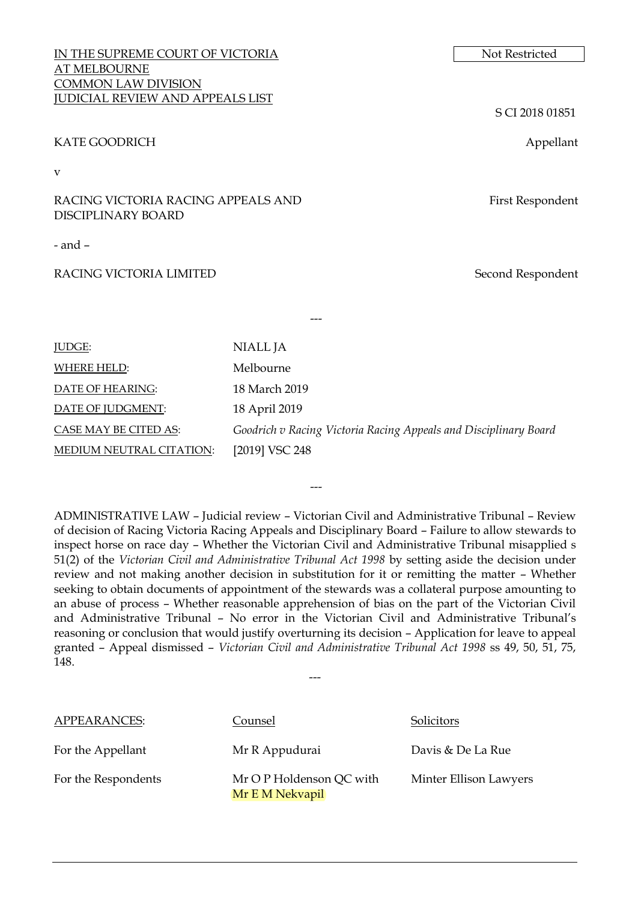IN THE SUPREME COURT OF VICTORIA
AT MELBOURNE
COMMON LAW DIVISION
JUDICIAL REVIEW AND APPEALS LIST

Not Restricted

S CI 2018 01851

KATE GOODRICH — Appellant

v

RACING VICTORIA RACING APPEALS AND DISCIPLINARY BOARD — First Respondent

- and –

RACING VICTORIA LIMITED — Second Respondent

---

| | |
|---|---|
| JUDGE: | NIALL JA |
| WHERE HELD: | Melbourne |
| DATE OF HEARING: | 18 March 2019 |
| DATE OF JUDGMENT: | 18 April 2019 |
| CASE MAY BE CITED AS: | *Goodrich v Racing Victoria Racing Appeals and Disciplinary Board* |
| MEDIUM NEUTRAL CITATION: | [2019] VSC 248 |

---

ADMINISTRATIVE LAW – Judicial review – Victorian Civil and Administrative Tribunal – Review of decision of Racing Victoria Racing Appeals and Disciplinary Board – Failure to allow stewards to inspect horse on race day – Whether the Victorian Civil and Administrative Tribunal misapplied s 51(2) of the *Victorian Civil and Administrative Tribunal Act 1998* by setting aside the decision under review and not making another decision in substitution for it or remitting the matter – Whether seeking to obtain documents of appointment of the stewards was a collateral purpose amounting to an abuse of process – Whether reasonable apprehension of bias on the part of the Victorian Civil and Administrative Tribunal – No error in the Victorian Civil and Administrative Tribunal's reasoning or conclusion that would justify overturning its decision – Application for leave to appeal granted – Appeal dismissed – *Victorian Civil and Administrative Tribunal Act 1998* ss 49, 50, 51, 75, 148.

---

| APPEARANCES: | Counsel | Solicitors |
|---|---|---|
| For the Appellant | Mr R Appudurai | Davis & De La Rue |
| For the Respondents | Mr O P Holdenson QC with Mr E M Nekvapil | Minter Ellison Lawyers |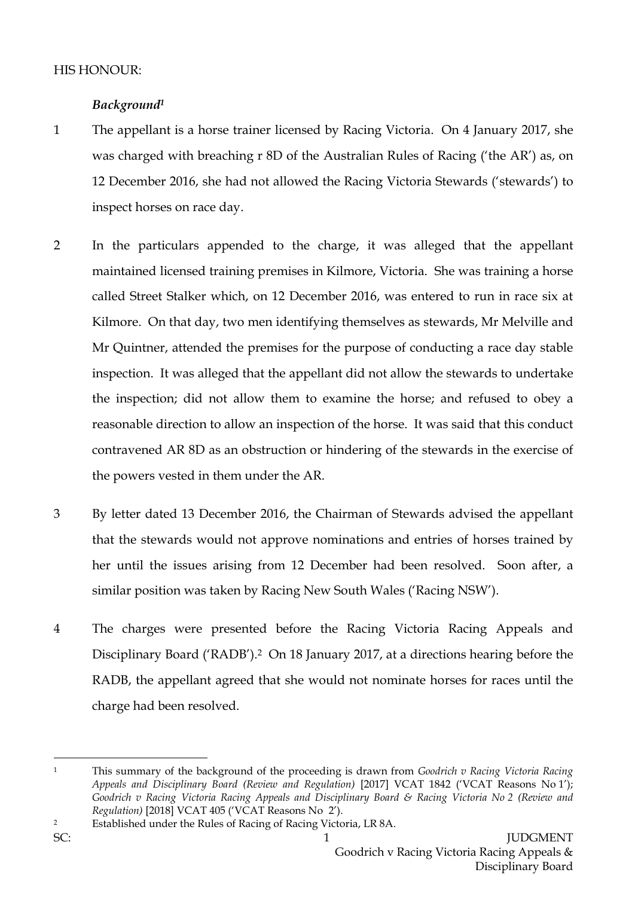HIS HONOUR:

***Background*** [1]

1 The appellant is a horse trainer licensed by Racing Victoria. On 4 January 2017, she was charged with breaching r 8D of the Australian Rules of Racing ('the AR') as, on 12 December 2016, she had not allowed the Racing Victoria Stewards ('stewards') to inspect horses on race day.

2 In the particulars appended to the charge, it was alleged that the appellant maintained licensed training premises in Kilmore, Victoria. She was training a horse called Street Stalker which, on 12 December 2016, was entered to run in race six at Kilmore. On that day, two men identifying themselves as stewards, Mr Melville and Mr Quintner, attended the premises for the purpose of conducting a race day stable inspection. It was alleged that the appellant did not allow the stewards to undertake the inspection; did not allow them to examine the horse; and refused to obey a reasonable direction to allow an inspection of the horse. It was said that this conduct contravened AR 8D as an obstruction or hindering of the stewards in the exercise of the powers vested in them under the AR.

3 By letter dated 13 December 2016, the Chairman of Stewards advised the appellant that the stewards would not approve nominations and entries of horses trained by her until the issues arising from 12 December had been resolved. Soon after, a similar position was taken by Racing New South Wales ('Racing NSW').

4 The charges were presented before the Racing Victoria Racing Appeals and Disciplinary Board ('RADB').[2] On 18 January 2017, at a directions hearing before the RADB, the appellant agreed that she would not nominate horses for races until the charge had been resolved.

---

[1] This summary of the background of the proceeding is drawn from *Goodrich v Racing Victoria Racing Appeals and Disciplinary Board (Review and Regulation)* [2017] VCAT 1842 ('VCAT Reasons No 1'); *Goodrich v Racing Victoria Racing Appeals and Disciplinary Board & Racing Victoria No 2 (Review and Regulation)* [2018] VCAT 405 ('VCAT Reasons No 2').

[2] Established under the Rules of Racing of Racing Victoria, LR 8A.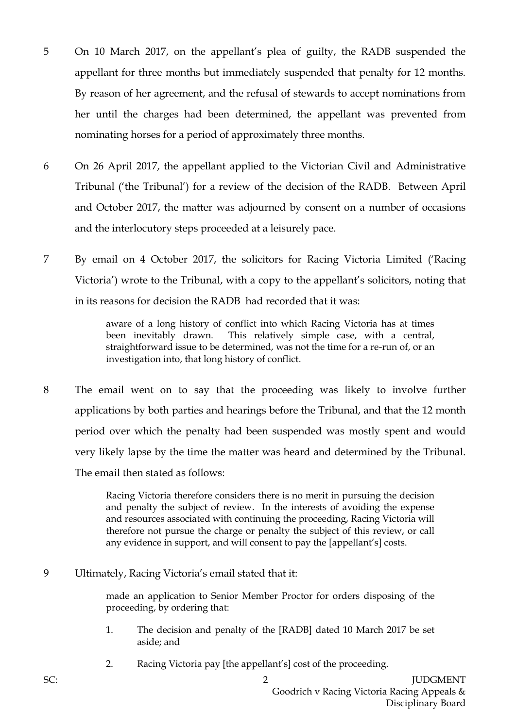5 On 10 March 2017, on the appellant's plea of guilty, the RADB suspended the appellant for three months but immediately suspended that penalty for 12 months. By reason of her agreement, and the refusal of stewards to accept nominations from her until the charges had been determined, the appellant was prevented from nominating horses for a period of approximately three months.

6 On 26 April 2017, the appellant applied to the Victorian Civil and Administrative Tribunal ('the Tribunal') for a review of the decision of the RADB. Between April and October 2017, the matter was adjourned by consent on a number of occasions and the interlocutory steps proceeded at a leisurely pace.

7 By email on 4 October 2017, the solicitors for Racing Victoria Limited ('Racing Victoria') wrote to the Tribunal, with a copy to the appellant's solicitors, noting that in its reasons for decision the RADB had recorded that it was:

> aware of a long history of conflict into which Racing Victoria has at times been inevitably drawn. This relatively simple case, with a central, straightforward issue to be determined, was not the time for a re-run of, or an investigation into, that long history of conflict.

8 The email went on to say that the proceeding was likely to involve further applications by both parties and hearings before the Tribunal, and that the 12 month period over which the penalty had been suspended was mostly spent and would very likely lapse by the time the matter was heard and determined by the Tribunal. The email then stated as follows:

> Racing Victoria therefore considers there is no merit in pursuing the decision and penalty the subject of review. In the interests of avoiding the expense and resources associated with continuing the proceeding, Racing Victoria will therefore not pursue the charge or penalty the subject of this review, or call any evidence in support, and will consent to pay the [appellant's] costs.

9 Ultimately, Racing Victoria's email stated that it:

> made an application to Senior Member Proctor for orders disposing of the proceeding, by ordering that:
>
> 1. The decision and penalty of the [RADB] dated 10 March 2017 be set aside; and
>
> 2. Racing Victoria pay [the appellant's] cost of the proceeding.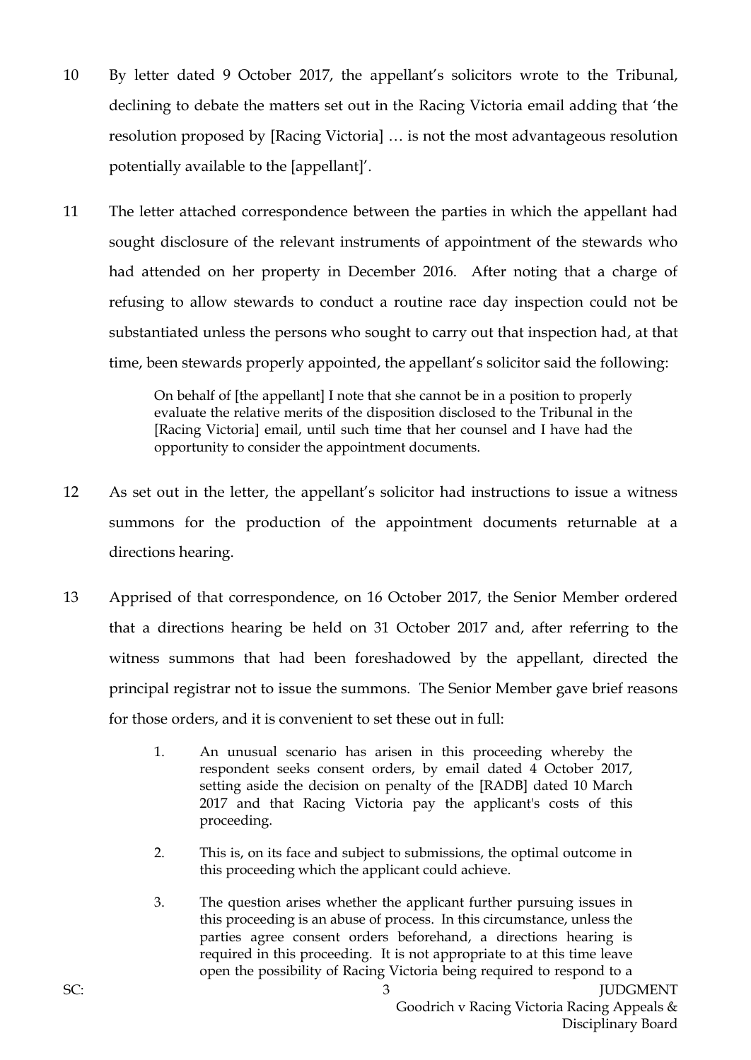10 By letter dated 9 October 2017, the appellant's solicitors wrote to the Tribunal, declining to debate the matters set out in the Racing Victoria email adding that 'the resolution proposed by [Racing Victoria] … is not the most advantageous resolution potentially available to the [appellant]'.

11 The letter attached correspondence between the parties in which the appellant had sought disclosure of the relevant instruments of appointment of the stewards who had attended on her property in December 2016. After noting that a charge of refusing to allow stewards to conduct a routine race day inspection could not be substantiated unless the persons who sought to carry out that inspection had, at that time, been stewards properly appointed, the appellant's solicitor said the following:

> On behalf of [the appellant] I note that she cannot be in a position to properly evaluate the relative merits of the disposition disclosed to the Tribunal in the [Racing Victoria] email, until such time that her counsel and I have had the opportunity to consider the appointment documents.

12 As set out in the letter, the appellant's solicitor had instructions to issue a witness summons for the production of the appointment documents returnable at a directions hearing.

13 Apprised of that correspondence, on 16 October 2017, the Senior Member ordered that a directions hearing be held on 31 October 2017 and, after referring to the witness summons that had been foreshadowed by the appellant, directed the principal registrar not to issue the summons. The Senior Member gave brief reasons for those orders, and it is convenient to set these out in full:

> 1. An unusual scenario has arisen in this proceeding whereby the respondent seeks consent orders, by email dated 4 October 2017, setting aside the decision on penalty of the [RADB] dated 10 March 2017 and that Racing Victoria pay the applicant's costs of this proceeding.
>
> 2. This is, on its face and subject to submissions, the optimal outcome in this proceeding which the applicant could achieve.
>
> 3. The question arises whether the applicant further pursuing issues in this proceeding is an abuse of process. In this circumstance, unless the parties agree consent orders beforehand, a directions hearing is required in this proceeding. It is not appropriate to at this time leave open the possibility of Racing Victoria being required to respond to a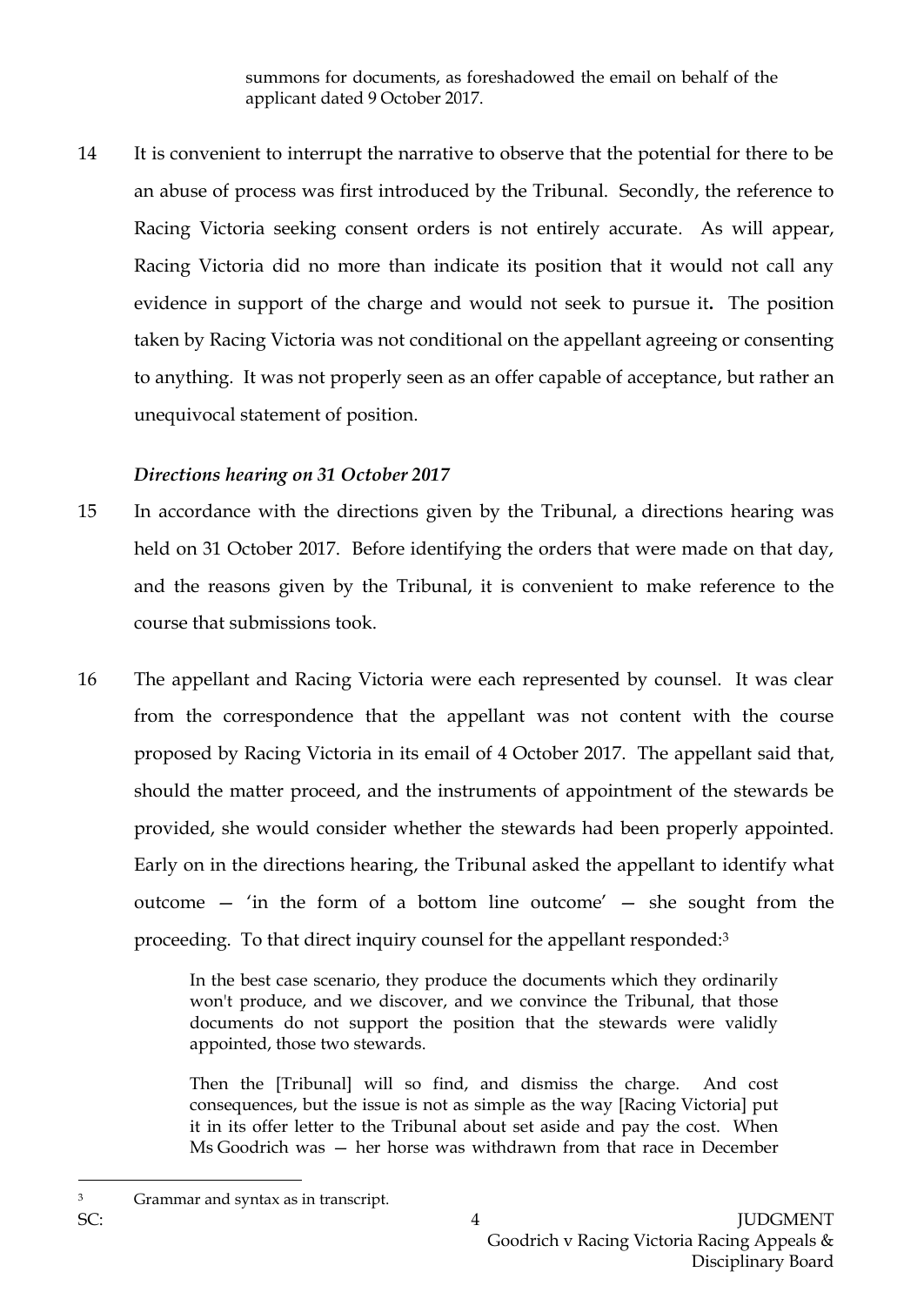summons for documents, as foreshadowed the email on behalf of the applicant dated 9 October 2017.

14 It is convenient to interrupt the narrative to observe that the potential for there to be an abuse of process was first introduced by the Tribunal. Secondly, the reference to Racing Victoria seeking consent orders is not entirely accurate. As will appear, Racing Victoria did no more than indicate its position that it would not call any evidence in support of the charge and would not seek to pursue it**.** The position taken by Racing Victoria was not conditional on the appellant agreeing or consenting to anything. It was not properly seen as an offer capable of acceptance, but rather an unequivocal statement of position.

### *Directions hearing on 31 October 2017*

15 In accordance with the directions given by the Tribunal, a directions hearing was held on 31 October 2017. Before identifying the orders that were made on that day, and the reasons given by the Tribunal, it is convenient to make reference to the course that submissions took.

16 The appellant and Racing Victoria were each represented by counsel. It was clear from the correspondence that the appellant was not content with the course proposed by Racing Victoria in its email of 4 October 2017. The appellant said that, should the matter proceed, and the instruments of appointment of the stewards be provided, she would consider whether the stewards had been properly appointed. Early on in the directions hearing, the Tribunal asked the appellant to identify what outcome — 'in the form of a bottom line outcome' — she sought from the proceeding. To that direct inquiry counsel for the appellant responded:[3]

> In the best case scenario, they produce the documents which they ordinarily won't produce, and we discover, and we convince the Tribunal, that those documents do not support the position that the stewards were validly appointed, those two stewards.
>
> Then the [Tribunal] will so find, and dismiss the charge. And cost consequences, but the issue is not as simple as the way [Racing Victoria] put it in its offer letter to the Tribunal about set aside and pay the cost. When Ms Goodrich was — her horse was withdrawn from that race in December

[3] Grammar and syntax as in transcript.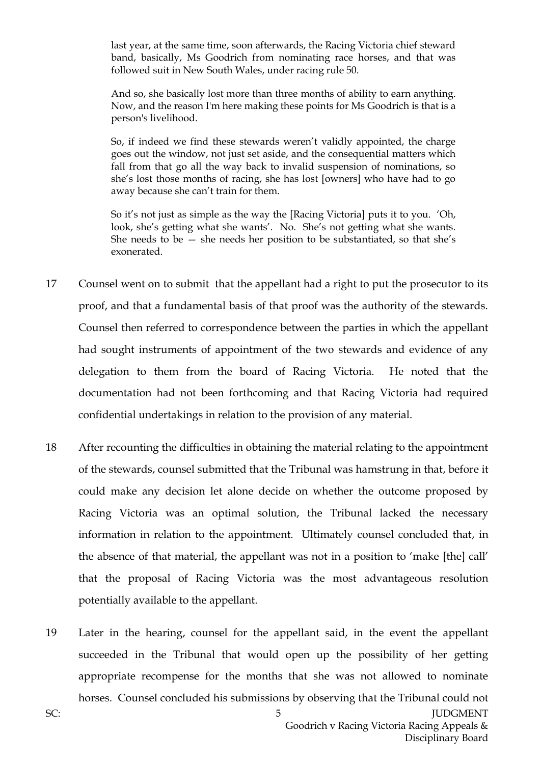> last year, at the same time, soon afterwards, the Racing Victoria chief steward band, basically, Ms Goodrich from nominating race horses, and that was followed suit in New South Wales, under racing rule 50.
>
> And so, she basically lost more than three months of ability to earn anything. Now, and the reason I'm here making these points for Ms Goodrich is that is a person's livelihood.
>
> So, if indeed we find these stewards weren't validly appointed, the charge goes out the window, not just set aside, and the consequential matters which fall from that go all the way back to invalid suspension of nominations, so she's lost those months of racing, she has lost [owners] who have had to go away because she can't train for them.
>
> So it's not just as simple as the way the [Racing Victoria] puts it to you. 'Oh, look, she's getting what she wants'. No. She's not getting what she wants. She needs to be — she needs her position to be substantiated, so that she's exonerated.

17 Counsel went on to submit that the appellant had a right to put the prosecutor to its proof, and that a fundamental basis of that proof was the authority of the stewards. Counsel then referred to correspondence between the parties in which the appellant had sought instruments of appointment of the two stewards and evidence of any delegation to them from the board of Racing Victoria. He noted that the documentation had not been forthcoming and that Racing Victoria had required confidential undertakings in relation to the provision of any material.

18 After recounting the difficulties in obtaining the material relating to the appointment of the stewards, counsel submitted that the Tribunal was hamstrung in that, before it could make any decision let alone decide on whether the outcome proposed by Racing Victoria was an optimal solution, the Tribunal lacked the necessary information in relation to the appointment. Ultimately counsel concluded that, in the absence of that material, the appellant was not in a position to 'make [the] call' that the proposal of Racing Victoria was the most advantageous resolution potentially available to the appellant.

19 Later in the hearing, counsel for the appellant said, in the event the appellant succeeded in the Tribunal that would open up the possibility of her getting appropriate recompense for the months that she was not allowed to nominate horses. Counsel concluded his submissions by observing that the Tribunal could not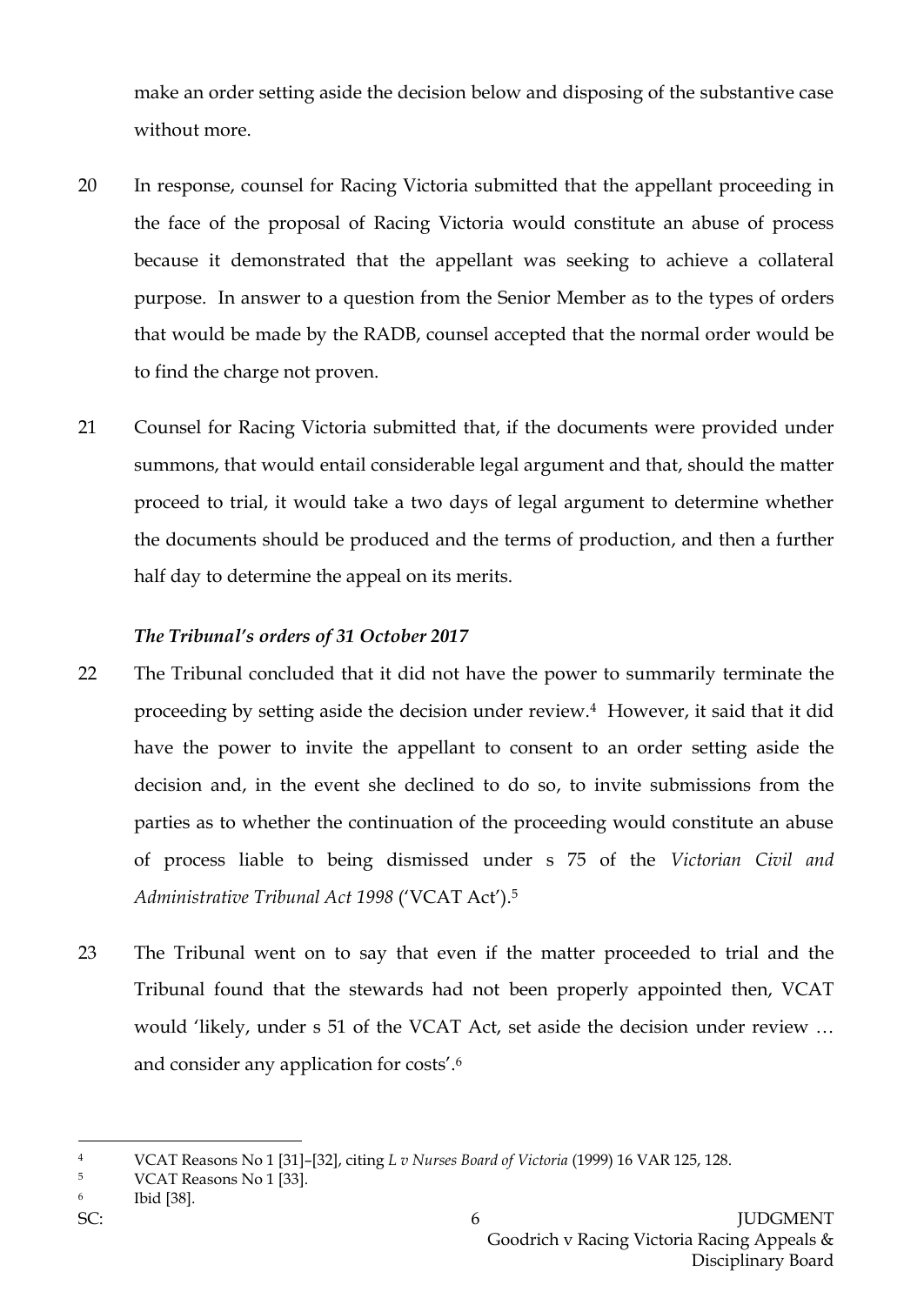make an order setting aside the decision below and disposing of the substantive case without more.

20 In response, counsel for Racing Victoria submitted that the appellant proceeding in the face of the proposal of Racing Victoria would constitute an abuse of process because it demonstrated that the appellant was seeking to achieve a collateral purpose. In answer to a question from the Senior Member as to the types of orders that would be made by the RADB, counsel accepted that the normal order would be to find the charge not proven.

21 Counsel for Racing Victoria submitted that, if the documents were provided under summons, that would entail considerable legal argument and that, should the matter proceed to trial, it would take a two days of legal argument to determine whether the documents should be produced and the terms of production, and then a further half day to determine the appeal on its merits.

### *The Tribunal's orders of 31 October 2017*

22 The Tribunal concluded that it did not have the power to summarily terminate the proceeding by setting aside the decision under review.[4] However, it said that it did have the power to invite the appellant to consent to an order setting aside the decision and, in the event she declined to do so, to invite submissions from the parties as to whether the continuation of the proceeding would constitute an abuse of process liable to being dismissed under s 75 of the *Victorian Civil and Administrative Tribunal Act 1998* ('VCAT Act').[5]

23 The Tribunal went on to say that even if the matter proceeded to trial and the Tribunal found that the stewards had not been properly appointed then, VCAT would 'likely, under s 51 of the VCAT Act, set aside the decision under review … and consider any application for costs'.[6]

---

[4] VCAT Reasons No 1 [31]–[32], citing *L v Nurses Board of Victoria* (1999) 16 VAR 125, 128.

[5] VCAT Reasons No 1 [33].

[6] Ibid [38].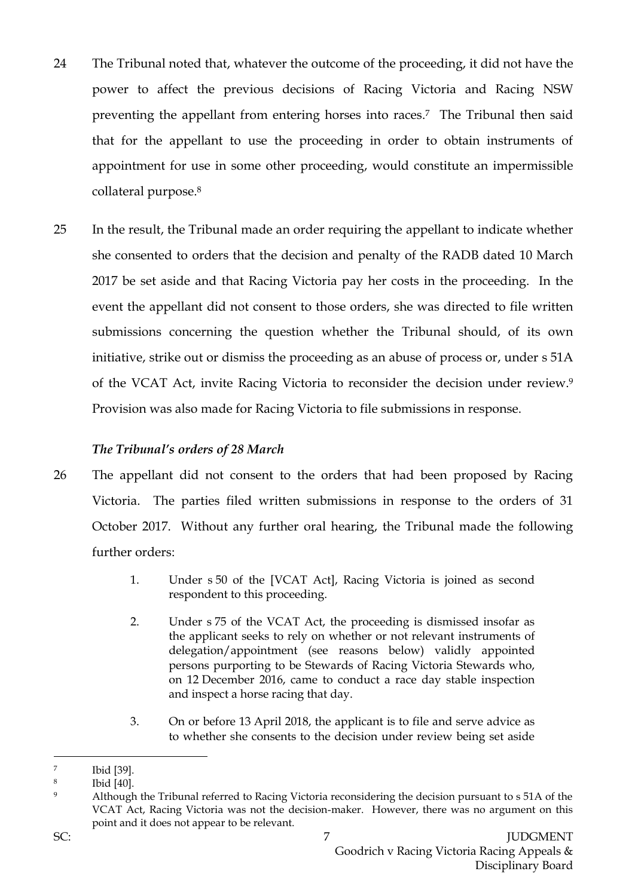24 The Tribunal noted that, whatever the outcome of the proceeding, it did not have the power to affect the previous decisions of Racing Victoria and Racing NSW preventing the appellant from entering horses into races.[7] The Tribunal then said that for the appellant to use the proceeding in order to obtain instruments of appointment for use in some other proceeding, would constitute an impermissible collateral purpose.[8]

25 In the result, the Tribunal made an order requiring the appellant to indicate whether she consented to orders that the decision and penalty of the RADB dated 10 March 2017 be set aside and that Racing Victoria pay her costs in the proceeding. In the event the appellant did not consent to those orders, she was directed to file written submissions concerning the question whether the Tribunal should, of its own initiative, strike out or dismiss the proceeding as an abuse of process or, under s 51A of the VCAT Act, invite Racing Victoria to reconsider the decision under review.[9] Provision was also made for Racing Victoria to file submissions in response.

### *The Tribunal's orders of 28 March*

26 The appellant did not consent to the orders that had been proposed by Racing Victoria. The parties filed written submissions in response to the orders of 31 October 2017. Without any further oral hearing, the Tribunal made the following further orders:

> 1. Under s 50 of the [VCAT Act], Racing Victoria is joined as second respondent to this proceeding.
>
> 2. Under s 75 of the VCAT Act, the proceeding is dismissed insofar as the applicant seeks to rely on whether or not relevant instruments of delegation/appointment (see reasons below) validly appointed persons purporting to be Stewards of Racing Victoria Stewards who, on 12 December 2016, came to conduct a race day stable inspection and inspect a horse racing that day.
>
> 3. On or before 13 April 2018, the applicant is to file and serve advice as to whether she consents to the decision under review being set aside

---

[7] Ibid [39].

[8] Ibid [40].

[9] Although the Tribunal referred to Racing Victoria reconsidering the decision pursuant to s 51A of the VCAT Act, Racing Victoria was not the decision-maker. However, there was no argument on this point and it does not appear to be relevant.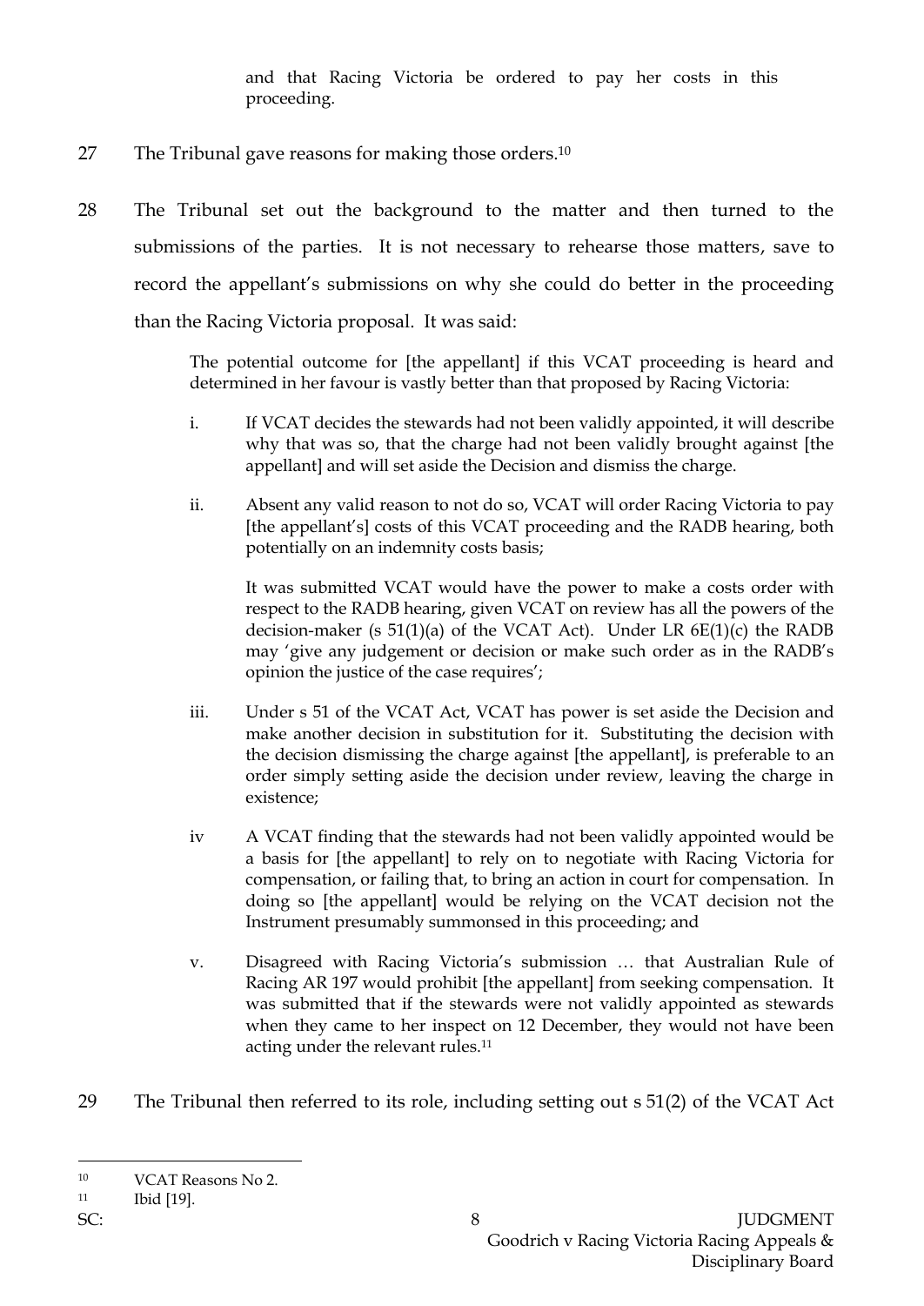and that Racing Victoria be ordered to pay her costs in this proceeding.

27 The Tribunal gave reasons for making those orders.[10]

28 The Tribunal set out the background to the matter and then turned to the submissions of the parties. It is not necessary to rehearse those matters, save to record the appellant's submissions on why she could do better in the proceeding than the Racing Victoria proposal. It was said:

> The potential outcome for [the appellant] if this VCAT proceeding is heard and determined in her favour is vastly better than that proposed by Racing Victoria:
>
> i. If VCAT decides the stewards had not been validly appointed, it will describe why that was so, that the charge had not been validly brought against [the appellant] and will set aside the Decision and dismiss the charge.
>
> ii. Absent any valid reason to not do so, VCAT will order Racing Victoria to pay [the appellant's] costs of this VCAT proceeding and the RADB hearing, both potentially on an indemnity costs basis;
>
> It was submitted VCAT would have the power to make a costs order with respect to the RADB hearing, given VCAT on review has all the powers of the decision-maker (s 51(1)(a) of the VCAT Act). Under LR 6E(1)(c) the RADB may 'give any judgement or decision or make such order as in the RADB's opinion the justice of the case requires';
>
> iii. Under s 51 of the VCAT Act, VCAT has power is set aside the Decision and make another decision in substitution for it. Substituting the decision with the decision dismissing the charge against [the appellant], is preferable to an order simply setting aside the decision under review, leaving the charge in existence;
>
> iv A VCAT finding that the stewards had not been validly appointed would be a basis for [the appellant] to rely on to negotiate with Racing Victoria for compensation, or failing that, to bring an action in court for compensation. In doing so [the appellant] would be relying on the VCAT decision not the Instrument presumably summonsed in this proceeding; and
>
> v. Disagreed with Racing Victoria's submission … that Australian Rule of Racing AR 197 would prohibit [the appellant] from seeking compensation. It was submitted that if the stewards were not validly appointed as stewards when they came to her inspect on 12 December, they would not have been acting under the relevant rules.[11]

29 The Tribunal then referred to its role, including setting out s 51(2) of the VCAT Act

---

[10] VCAT Reasons No 2.

[11] Ibid [19].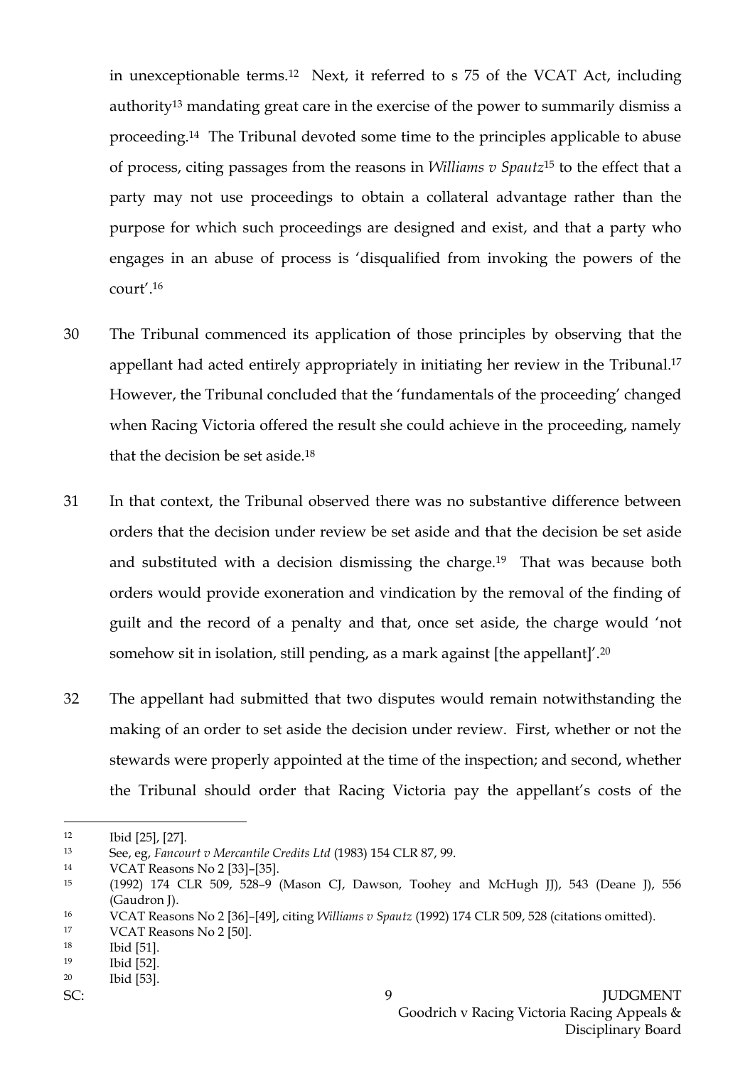in unexceptionable terms.[12] Next, it referred to s 75 of the VCAT Act, including authority[13] mandating great care in the exercise of the power to summarily dismiss a proceeding.[14] The Tribunal devoted some time to the principles applicable to abuse of process, citing passages from the reasons in *Williams v Spautz*[15] to the effect that a party may not use proceedings to obtain a collateral advantage rather than the purpose for which such proceedings are designed and exist, and that a party who engages in an abuse of process is 'disqualified from invoking the powers of the court'.[16]

30 The Tribunal commenced its application of those principles by observing that the appellant had acted entirely appropriately in initiating her review in the Tribunal.[17] However, the Tribunal concluded that the 'fundamentals of the proceeding' changed when Racing Victoria offered the result she could achieve in the proceeding, namely that the decision be set aside.[18]

31 In that context, the Tribunal observed there was no substantive difference between orders that the decision under review be set aside and that the decision be set aside and substituted with a decision dismissing the charge.[19] That was because both orders would provide exoneration and vindication by the removal of the finding of guilt and the record of a penalty and that, once set aside, the charge would 'not somehow sit in isolation, still pending, as a mark against [the appellant]'.[20]

32 The appellant had submitted that two disputes would remain notwithstanding the making of an order to set aside the decision under review. First, whether or not the stewards were properly appointed at the time of the inspection; and second, whether the Tribunal should order that Racing Victoria pay the appellant's costs of the

---

[12] Ibid [25], [27].

[13] See, eg, *Fancourt v Mercantile Credits Ltd* (1983) 154 CLR 87, 99.

[14] VCAT Reasons No 2 [33]–[35].

[15] (1992) 174 CLR 509, 528–9 (Mason CJ, Dawson, Toohey and McHugh JJ), 543 (Deane J), 556 (Gaudron J).

[16] VCAT Reasons No 2 [36]–[49], citing *Williams v Spautz* (1992) 174 CLR 509, 528 (citations omitted).

[17] VCAT Reasons No 2 [50].

[18] Ibid [51].

[19] Ibid [52].

[20] Ibid [53].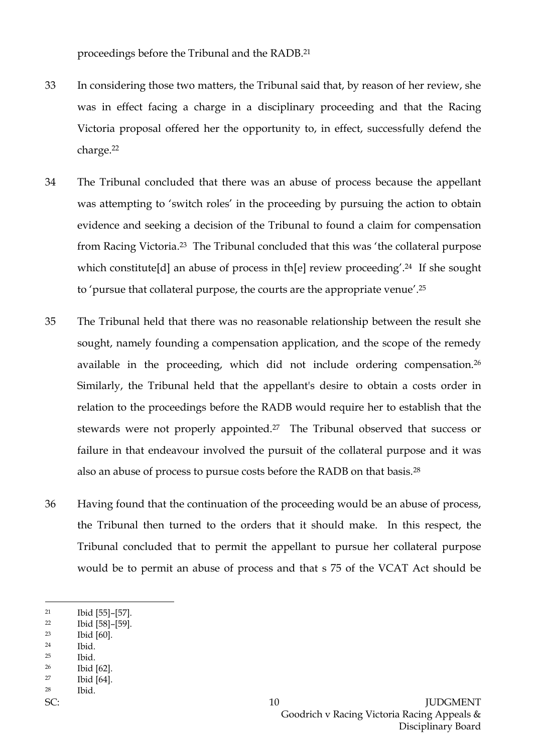proceedings before the Tribunal and the RADB.[21]

33 In considering those two matters, the Tribunal said that, by reason of her review, she was in effect facing a charge in a disciplinary proceeding and that the Racing Victoria proposal offered her the opportunity to, in effect, successfully defend the charge.[22]

34 The Tribunal concluded that there was an abuse of process because the appellant was attempting to 'switch roles' in the proceeding by pursuing the action to obtain evidence and seeking a decision of the Tribunal to found a claim for compensation from Racing Victoria.[23] The Tribunal concluded that this was 'the collateral purpose which constitute[d] an abuse of process in th[e] review proceeding'.[24] If she sought to 'pursue that collateral purpose, the courts are the appropriate venue'.[25]

35 The Tribunal held that there was no reasonable relationship between the result she sought, namely founding a compensation application, and the scope of the remedy available in the proceeding, which did not include ordering compensation.[26] Similarly, the Tribunal held that the appellant's desire to obtain a costs order in relation to the proceedings before the RADB would require her to establish that the stewards were not properly appointed.[27] The Tribunal observed that success or failure in that endeavour involved the pursuit of the collateral purpose and it was also an abuse of process to pursue costs before the RADB on that basis.[28]

36 Having found that the continuation of the proceeding would be an abuse of process, the Tribunal then turned to the orders that it should make. In this respect, the Tribunal concluded that to permit the appellant to pursue her collateral purpose would be to permit an abuse of process and that s 75 of the VCAT Act should be

---

[21] Ibid [55]–[57].

[22] Ibid [58]–[59].

[23] Ibid [60].

[24] Ibid.

[25] Ibid.

[26] Ibid [62].

[27] Ibid [64].

[28] Ibid.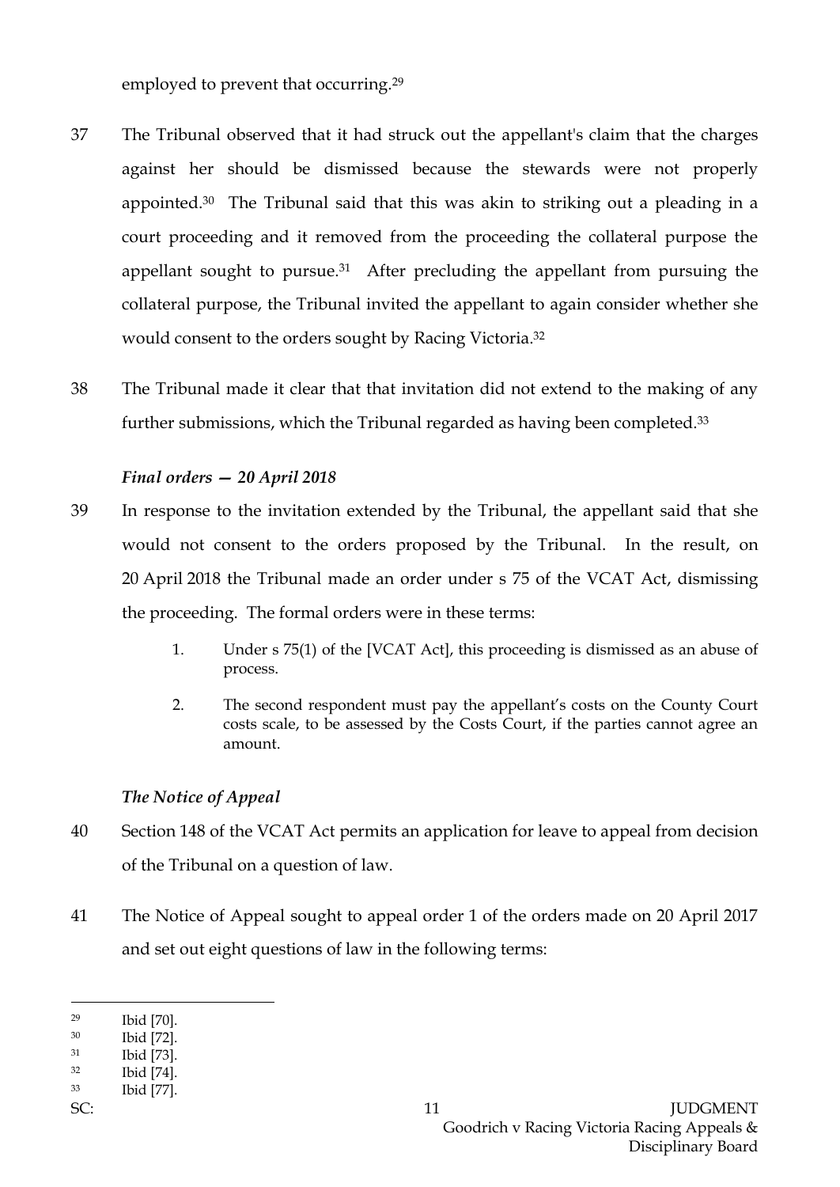employed to prevent that occurring.[29]

37 The Tribunal observed that it had struck out the appellant's claim that the charges against her should be dismissed because the stewards were not properly appointed.[30] The Tribunal said that this was akin to striking out a pleading in a court proceeding and it removed from the proceeding the collateral purpose the appellant sought to pursue.[31] After precluding the appellant from pursuing the collateral purpose, the Tribunal invited the appellant to again consider whether she would consent to the orders sought by Racing Victoria.[32]

38 The Tribunal made it clear that that invitation did not extend to the making of any further submissions, which the Tribunal regarded as having been completed.[33]

### *Final orders — 20 April 2018*

39 In response to the invitation extended by the Tribunal, the appellant said that she would not consent to the orders proposed by the Tribunal. In the result, on 20 April 2018 the Tribunal made an order under s 75 of the VCAT Act, dismissing the proceeding. The formal orders were in these terms:

> 1. Under s 75(1) of the [VCAT Act], this proceeding is dismissed as an abuse of process.
>
> 2. The second respondent must pay the appellant's costs on the County Court costs scale, to be assessed by the Costs Court, if the parties cannot agree an amount.

### *The Notice of Appeal*

40 Section 148 of the VCAT Act permits an application for leave to appeal from decision of the Tribunal on a question of law.

41 The Notice of Appeal sought to appeal order 1 of the orders made on 20 April 2017 and set out eight questions of law in the following terms:

---

[29] Ibid [70].
[30] Ibid [72].
[31] Ibid [73].
[32] Ibid [74].
[33] Ibid [77].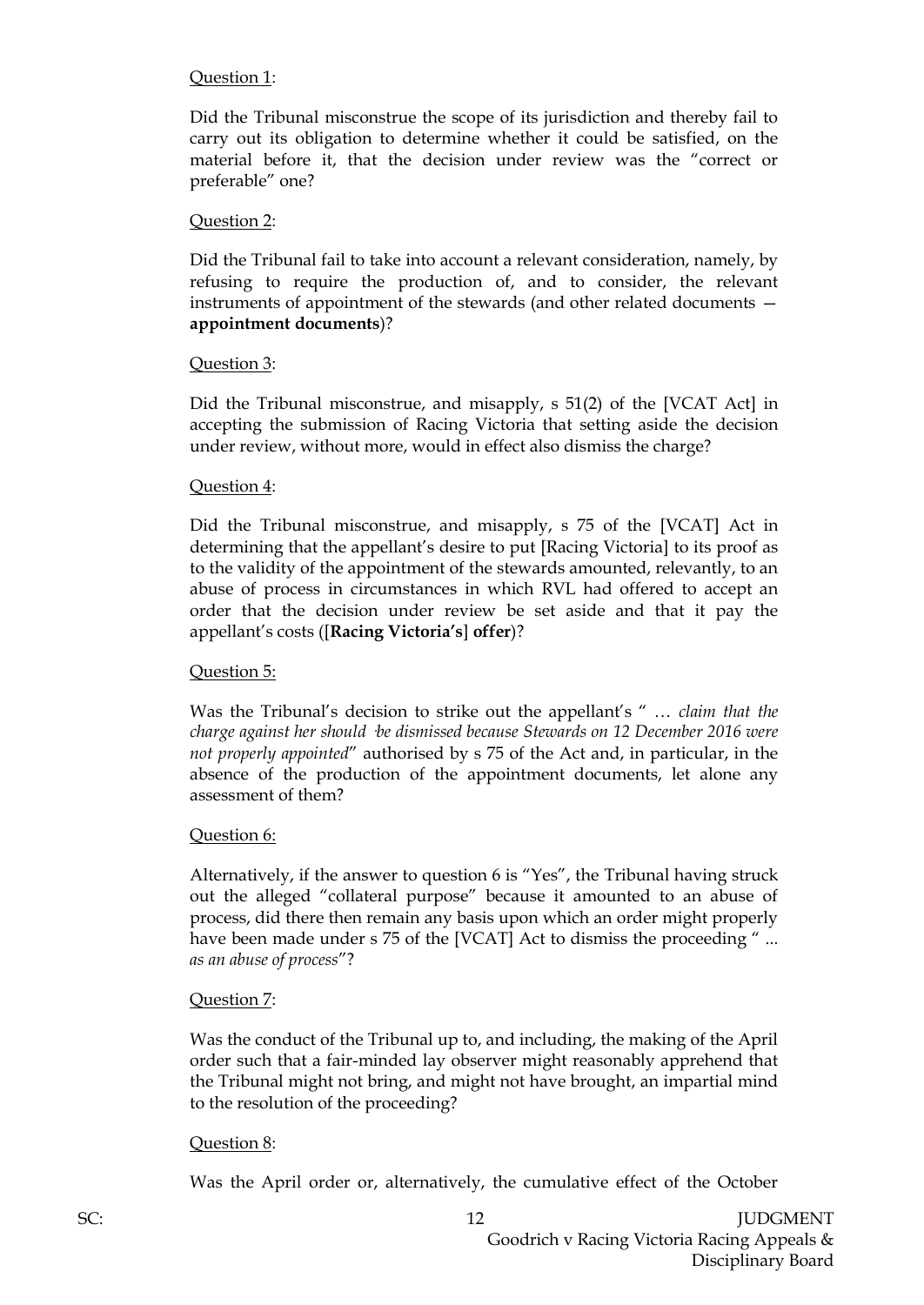Question 1:

Did the Tribunal misconstrue the scope of its jurisdiction and thereby fail to carry out its obligation to determine whether it could be satisfied, on the material before it, that the decision under review was the "correct or preferable" one?

Question 2:

Did the Tribunal fail to take into account a relevant consideration, namely, by refusing to require the production of, and to consider, the relevant instruments of appointment of the stewards (and other related documents — **appointment documents**)?

Question 3:

Did the Tribunal misconstrue, and misapply, s 51(2) of the [VCAT Act] in accepting the submission of Racing Victoria that setting aside the decision under review, without more, would in effect also dismiss the charge?

Question 4:

Did the Tribunal misconstrue, and misapply, s 75 of the [VCAT] Act in determining that the appellant's desire to put [Racing Victoria] to its proof as to the validity of the appointment of the stewards amounted, relevantly, to an abuse of process in circumstances in which RVL had offered to accept an order that the decision under review be set aside and that it pay the appellant's costs ([**Racing Victoria's**] **offer**)?

Question 5:

Was the Tribunal's decision to strike out the appellant's " … *claim that the charge against her should be dismissed because Stewards on 12 December 2016 were not properly appointed*" authorised by s 75 of the Act and, in particular, in the absence of the production of the appointment documents, let alone any assessment of them?

Question 6:

Alternatively, if the answer to question 6 is "Yes", the Tribunal having struck out the alleged "collateral purpose" because it amounted to an abuse of process, did there then remain any basis upon which an order might properly have been made under s 75 of the [VCAT] Act to dismiss the proceeding " ... *as an abuse of process*"?

Question 7:

Was the conduct of the Tribunal up to, and including, the making of the April order such that a fair-minded lay observer might reasonably apprehend that the Tribunal might not bring, and might not have brought, an impartial mind to the resolution of the proceeding?

Question 8:

Was the April order or, alternatively, the cumulative effect of the October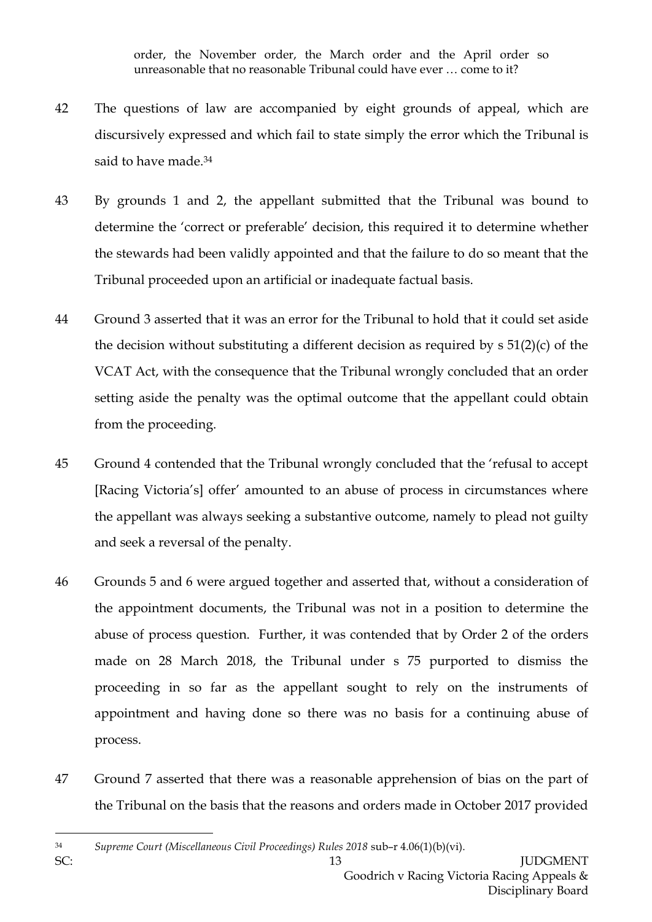order, the November order, the March order and the April order so unreasonable that no reasonable Tribunal could have ever … come to it?

42 The questions of law are accompanied by eight grounds of appeal, which are discursively expressed and which fail to state simply the error which the Tribunal is said to have made.[34]

43 By grounds 1 and 2, the appellant submitted that the Tribunal was bound to determine the 'correct or preferable' decision, this required it to determine whether the stewards had been validly appointed and that the failure to do so meant that the Tribunal proceeded upon an artificial or inadequate factual basis.

44 Ground 3 asserted that it was an error for the Tribunal to hold that it could set aside the decision without substituting a different decision as required by s 51(2)(c) of the VCAT Act, with the consequence that the Tribunal wrongly concluded that an order setting aside the penalty was the optimal outcome that the appellant could obtain from the proceeding.

45 Ground 4 contended that the Tribunal wrongly concluded that the 'refusal to accept [Racing Victoria's] offer' amounted to an abuse of process in circumstances where the appellant was always seeking a substantive outcome, namely to plead not guilty and seek a reversal of the penalty.

46 Grounds 5 and 6 were argued together and asserted that, without a consideration of the appointment documents, the Tribunal was not in a position to determine the abuse of process question. Further, it was contended that by Order 2 of the orders made on 28 March 2018, the Tribunal under s 75 purported to dismiss the proceeding in so far as the appellant sought to rely on the instruments of appointment and having done so there was no basis for a continuing abuse of process.

47 Ground 7 asserted that there was a reasonable apprehension of bias on the part of the Tribunal on the basis that the reasons and orders made in October 2017 provided

---

[34] *Supreme Court (Miscellaneous Civil Proceedings) Rules 2018* sub–r 4.06(1)(b)(vi).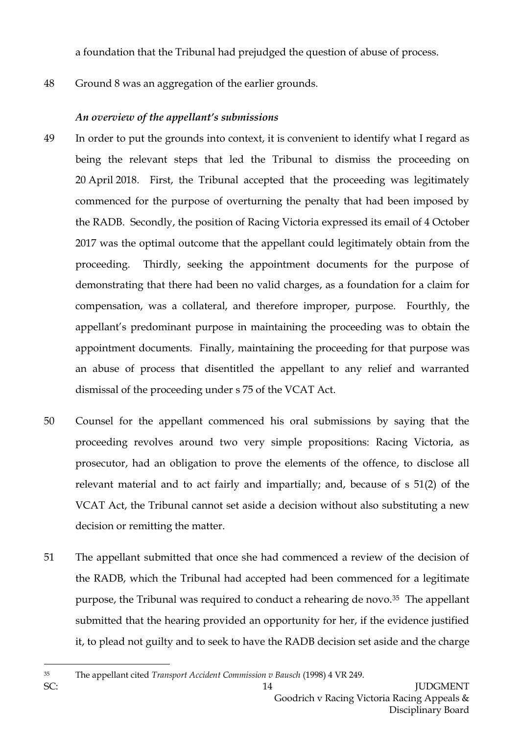a foundation that the Tribunal had prejudged the question of abuse of process.

48 Ground 8 was an aggregation of the earlier grounds.

### *An overview of the appellant's submissions*

49 In order to put the grounds into context, it is convenient to identify what I regard as being the relevant steps that led the Tribunal to dismiss the proceeding on 20 April 2018. First, the Tribunal accepted that the proceeding was legitimately commenced for the purpose of overturning the penalty that had been imposed by the RADB. Secondly, the position of Racing Victoria expressed its email of 4 October 2017 was the optimal outcome that the appellant could legitimately obtain from the proceeding. Thirdly, seeking the appointment documents for the purpose of demonstrating that there had been no valid charges, as a foundation for a claim for compensation, was a collateral, and therefore improper, purpose. Fourthly, the appellant's predominant purpose in maintaining the proceeding was to obtain the appointment documents. Finally, maintaining the proceeding for that purpose was an abuse of process that disentitled the appellant to any relief and warranted dismissal of the proceeding under s 75 of the VCAT Act.

50 Counsel for the appellant commenced his oral submissions by saying that the proceeding revolves around two very simple propositions: Racing Victoria, as prosecutor, had an obligation to prove the elements of the offence, to disclose all relevant material and to act fairly and impartially; and, because of s 51(2) of the VCAT Act, the Tribunal cannot set aside a decision without also substituting a new decision or remitting the matter.

51 The appellant submitted that once she had commenced a review of the decision of the RADB, which the Tribunal had accepted had been commenced for a legitimate purpose, the Tribunal was required to conduct a rehearing de novo.[35] The appellant submitted that the hearing provided an opportunity for her, if the evidence justified it, to plead not guilty and to seek to have the RADB decision set aside and the charge

[35] The appellant cited *Transport Accident Commission v Bausch* (1998) 4 VR 249.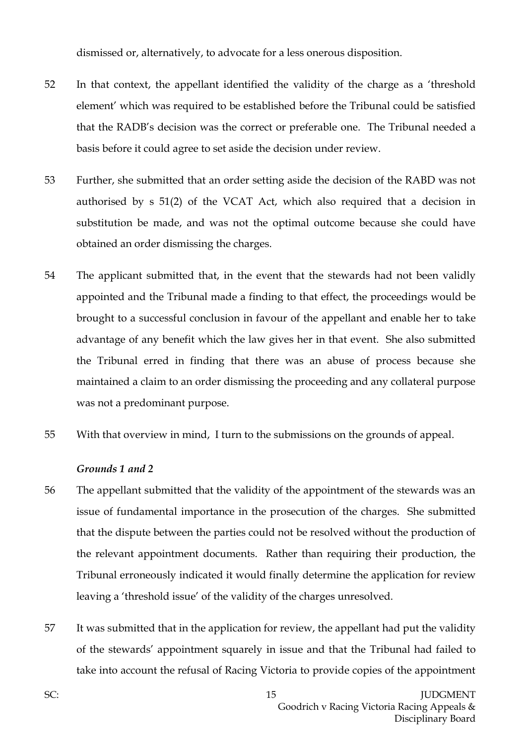dismissed or, alternatively, to advocate for a less onerous disposition.

52 In that context, the appellant identified the validity of the charge as a 'threshold element' which was required to be established before the Tribunal could be satisfied that the RADB's decision was the correct or preferable one. The Tribunal needed a basis before it could agree to set aside the decision under review.

53 Further, she submitted that an order setting aside the decision of the RABD was not authorised by s 51(2) of the VCAT Act, which also required that a decision in substitution be made, and was not the optimal outcome because she could have obtained an order dismissing the charges.

54 The applicant submitted that, in the event that the stewards had not been validly appointed and the Tribunal made a finding to that effect, the proceedings would be brought to a successful conclusion in favour of the appellant and enable her to take advantage of any benefit which the law gives her in that event. She also submitted the Tribunal erred in finding that there was an abuse of process because she maintained a claim to an order dismissing the proceeding and any collateral purpose was not a predominant purpose.

55 With that overview in mind, I turn to the submissions on the grounds of appeal.

### *Grounds 1 and 2*

56 The appellant submitted that the validity of the appointment of the stewards was an issue of fundamental importance in the prosecution of the charges. She submitted that the dispute between the parties could not be resolved without the production of the relevant appointment documents. Rather than requiring their production, the Tribunal erroneously indicated it would finally determine the application for review leaving a 'threshold issue' of the validity of the charges unresolved.

57 It was submitted that in the application for review, the appellant had put the validity of the stewards' appointment squarely in issue and that the Tribunal had failed to take into account the refusal of Racing Victoria to provide copies of the appointment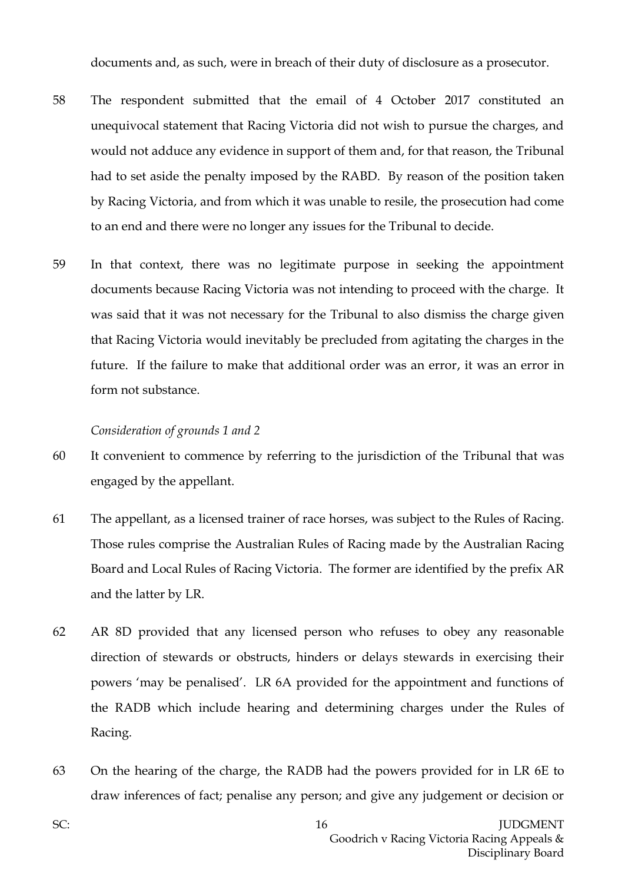documents and, as such, were in breach of their duty of disclosure as a prosecutor.

58 The respondent submitted that the email of 4 October 2017 constituted an unequivocal statement that Racing Victoria did not wish to pursue the charges, and would not adduce any evidence in support of them and, for that reason, the Tribunal had to set aside the penalty imposed by the RABD. By reason of the position taken by Racing Victoria, and from which it was unable to resile, the prosecution had come to an end and there were no longer any issues for the Tribunal to decide.

59 In that context, there was no legitimate purpose in seeking the appointment documents because Racing Victoria was not intending to proceed with the charge. It was said that it was not necessary for the Tribunal to also dismiss the charge given that Racing Victoria would inevitably be precluded from agitating the charges in the future. If the failure to make that additional order was an error, it was an error in form not substance.

*Consideration of grounds 1 and 2*

60 It convenient to commence by referring to the jurisdiction of the Tribunal that was engaged by the appellant.

61 The appellant, as a licensed trainer of race horses, was subject to the Rules of Racing. Those rules comprise the Australian Rules of Racing made by the Australian Racing Board and Local Rules of Racing Victoria. The former are identified by the prefix AR and the latter by LR.

62 AR 8D provided that any licensed person who refuses to obey any reasonable direction of stewards or obstructs, hinders or delays stewards in exercising their powers 'may be penalised'. LR 6A provided for the appointment and functions of the RADB which include hearing and determining charges under the Rules of Racing.

63 On the hearing of the charge, the RADB had the powers provided for in LR 6E to draw inferences of fact; penalise any person; and give any judgement or decision or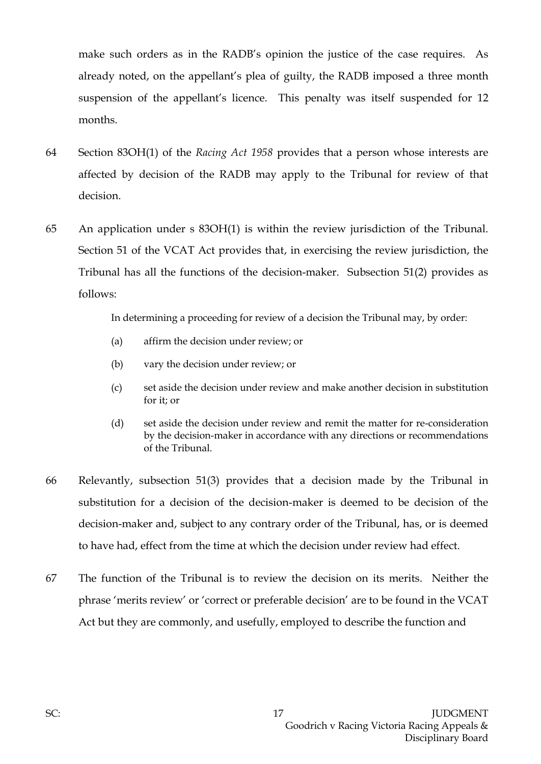make such orders as in the RADB's opinion the justice of the case requires. As already noted, on the appellant's plea of guilty, the RADB imposed a three month suspension of the appellant's licence. This penalty was itself suspended for 12 months.

64 Section 83OH(1) of the *Racing Act 1958* provides that a person whose interests are affected by decision of the RADB may apply to the Tribunal for review of that decision.

65 An application under s 83OH(1) is within the review jurisdiction of the Tribunal. Section 51 of the VCAT Act provides that, in exercising the review jurisdiction, the Tribunal has all the functions of the decision-maker. Subsection 51(2) provides as follows:

> In determining a proceeding for review of a decision the Tribunal may, by order:
>
> (a) affirm the decision under review; or
>
> (b) vary the decision under review; or
>
> (c) set aside the decision under review and make another decision in substitution for it; or
>
> (d) set aside the decision under review and remit the matter for re-consideration by the decision-maker in accordance with any directions or recommendations of the Tribunal.

66 Relevantly, subsection 51(3) provides that a decision made by the Tribunal in substitution for a decision of the decision-maker is deemed to be decision of the decision-maker and, subject to any contrary order of the Tribunal, has, or is deemed to have had, effect from the time at which the decision under review had effect.

67 The function of the Tribunal is to review the decision on its merits. Neither the phrase 'merits review' or 'correct or preferable decision' are to be found in the VCAT Act but they are commonly, and usefully, employed to describe the function and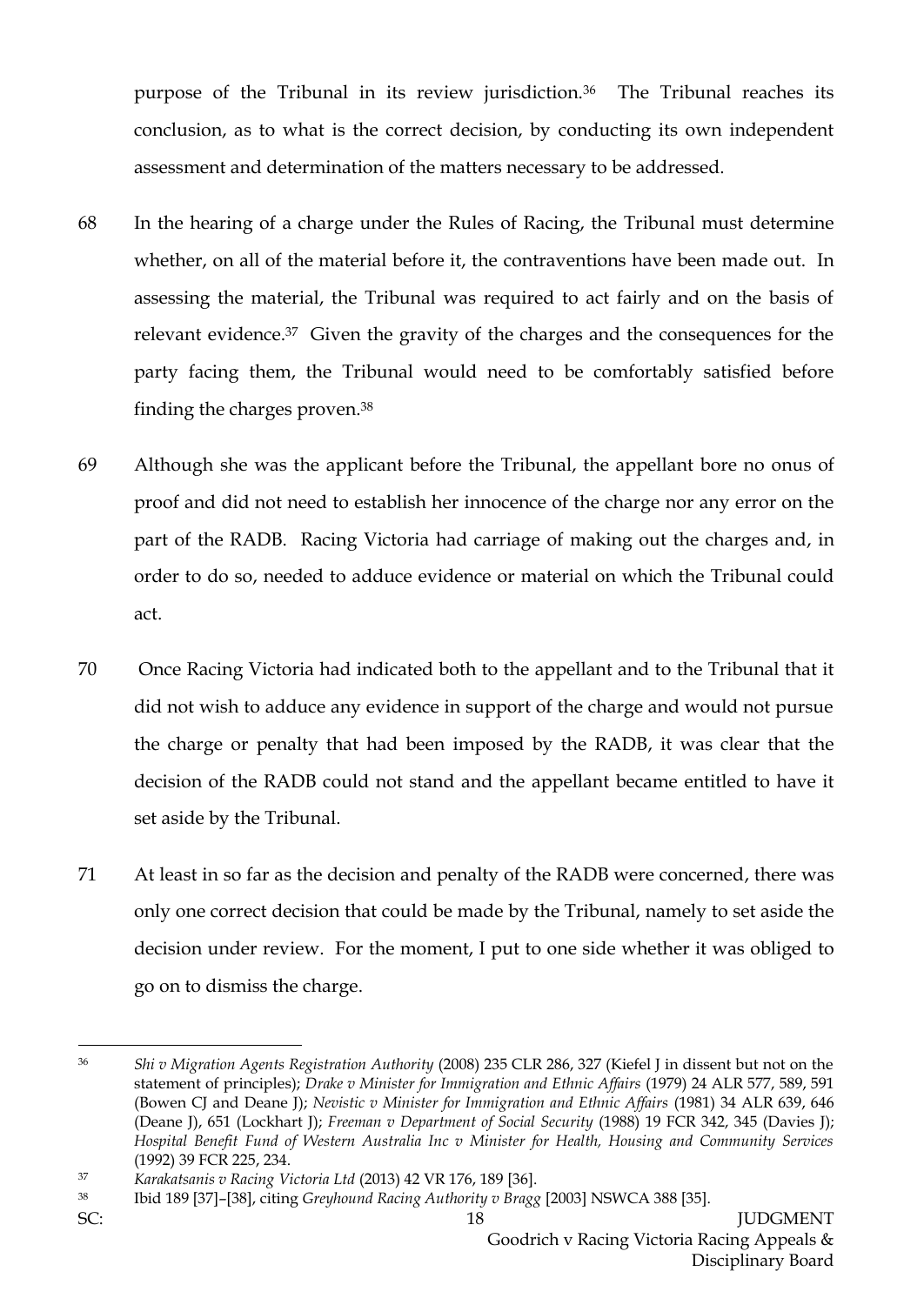purpose of the Tribunal in its review jurisdiction.[36] The Tribunal reaches its conclusion, as to what is the correct decision, by conducting its own independent assessment and determination of the matters necessary to be addressed.

68 In the hearing of a charge under the Rules of Racing, the Tribunal must determine whether, on all of the material before it, the contraventions have been made out. In assessing the material, the Tribunal was required to act fairly and on the basis of relevant evidence.[37] Given the gravity of the charges and the consequences for the party facing them, the Tribunal would need to be comfortably satisfied before finding the charges proven.[38]

69 Although she was the applicant before the Tribunal, the appellant bore no onus of proof and did not need to establish her innocence of the charge nor any error on the part of the RADB. Racing Victoria had carriage of making out the charges and, in order to do so, needed to adduce evidence or material on which the Tribunal could act.

70 Once Racing Victoria had indicated both to the appellant and to the Tribunal that it did not wish to adduce any evidence in support of the charge and would not pursue the charge or penalty that had been imposed by the RADB, it was clear that the decision of the RADB could not stand and the appellant became entitled to have it set aside by the Tribunal.

71 At least in so far as the decision and penalty of the RADB were concerned, there was only one correct decision that could be made by the Tribunal, namely to set aside the decision under review. For the moment, I put to one side whether it was obliged to go on to dismiss the charge.

---

[36] *Shi v Migration Agents Registration Authority* (2008) 235 CLR 286, 327 (Kiefel J in dissent but not on the statement of principles); *Drake v Minister for Immigration and Ethnic Affairs* (1979) 24 ALR 577, 589, 591 (Bowen CJ and Deane J); *Nevistic v Minister for Immigration and Ethnic Affairs* (1981) 34 ALR 639, 646 (Deane J), 651 (Lockhart J); *Freeman v Department of Social Security* (1988) 19 FCR 342, 345 (Davies J); *Hospital Benefit Fund of Western Australia Inc v Minister for Health, Housing and Community Services* (1992) 39 FCR 225, 234.

[37] *Karakatsanis v Racing Victoria Ltd* (2013) 42 VR 176, 189 [36].

[38] Ibid 189 [37]–[38], citing *Greyhound Racing Authority v Bragg* [2003] NSWCA 388 [35].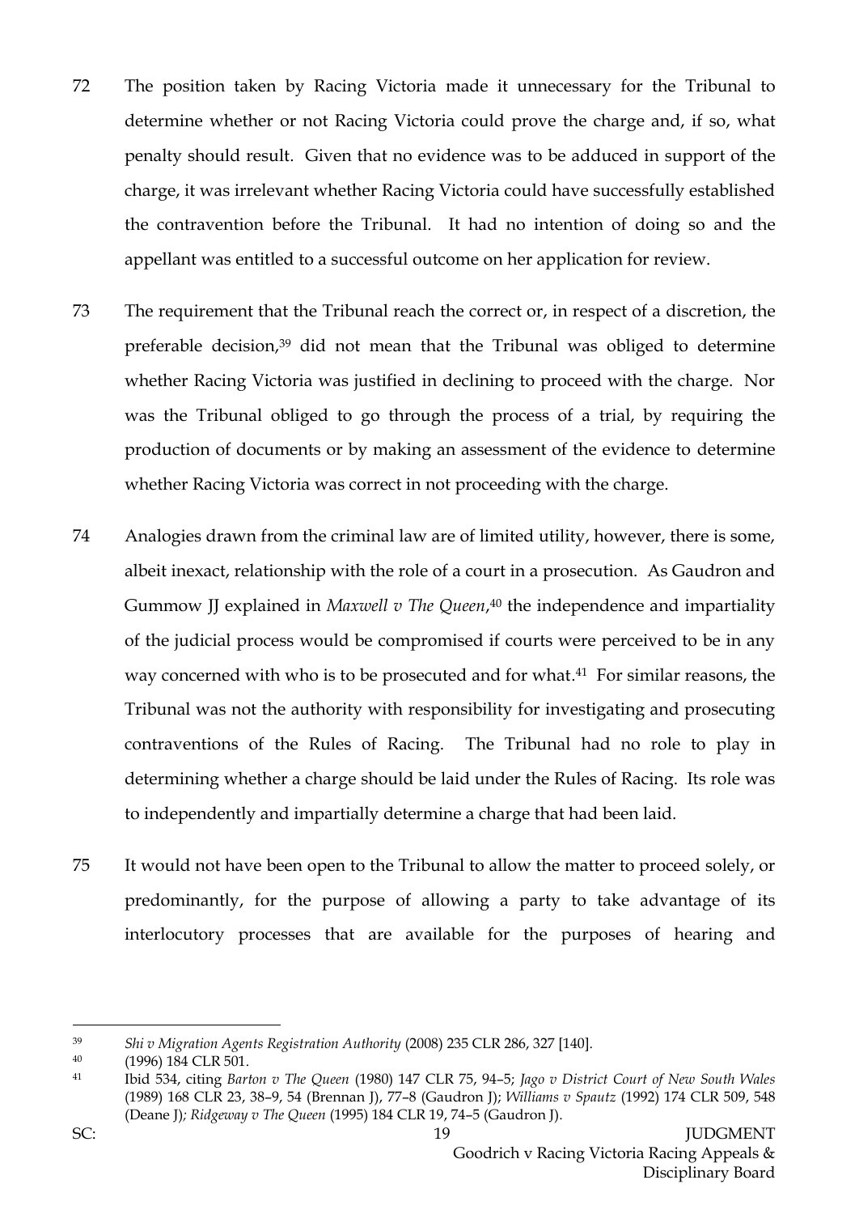72 The position taken by Racing Victoria made it unnecessary for the Tribunal to determine whether or not Racing Victoria could prove the charge and, if so, what penalty should result. Given that no evidence was to be adduced in support of the charge, it was irrelevant whether Racing Victoria could have successfully established the contravention before the Tribunal. It had no intention of doing so and the appellant was entitled to a successful outcome on her application for review.

73 The requirement that the Tribunal reach the correct or, in respect of a discretion, the preferable decision,[39] did not mean that the Tribunal was obliged to determine whether Racing Victoria was justified in declining to proceed with the charge. Nor was the Tribunal obliged to go through the process of a trial, by requiring the production of documents or by making an assessment of the evidence to determine whether Racing Victoria was correct in not proceeding with the charge.

74 Analogies drawn from the criminal law are of limited utility, however, there is some, albeit inexact, relationship with the role of a court in a prosecution. As Gaudron and Gummow JJ explained in *Maxwell v The Queen*,[40] the independence and impartiality of the judicial process would be compromised if courts were perceived to be in any way concerned with who is to be prosecuted and for what.[41] For similar reasons, the Tribunal was not the authority with responsibility for investigating and prosecuting contraventions of the Rules of Racing. The Tribunal had no role to play in determining whether a charge should be laid under the Rules of Racing. Its role was to independently and impartially determine a charge that had been laid.

75 It would not have been open to the Tribunal to allow the matter to proceed solely, or predominantly, for the purpose of allowing a party to take advantage of its interlocutory processes that are available for the purposes of hearing and

---

[39] *Shi v Migration Agents Registration Authority* (2008) 235 CLR 286, 327 [140].

[40] (1996) 184 CLR 501.

[41] Ibid 534, citing *Barton v The Queen* (1980) 147 CLR 75, 94–5; *Jago v District Court of New South Wales* (1989) 168 CLR 23, 38–9, 54 (Brennan J), 77–8 (Gaudron J); *Williams v Spautz* (1992) 174 CLR 509, 548 (Deane J); *Ridgeway v The Queen* (1995) 184 CLR 19, 74–5 (Gaudron J).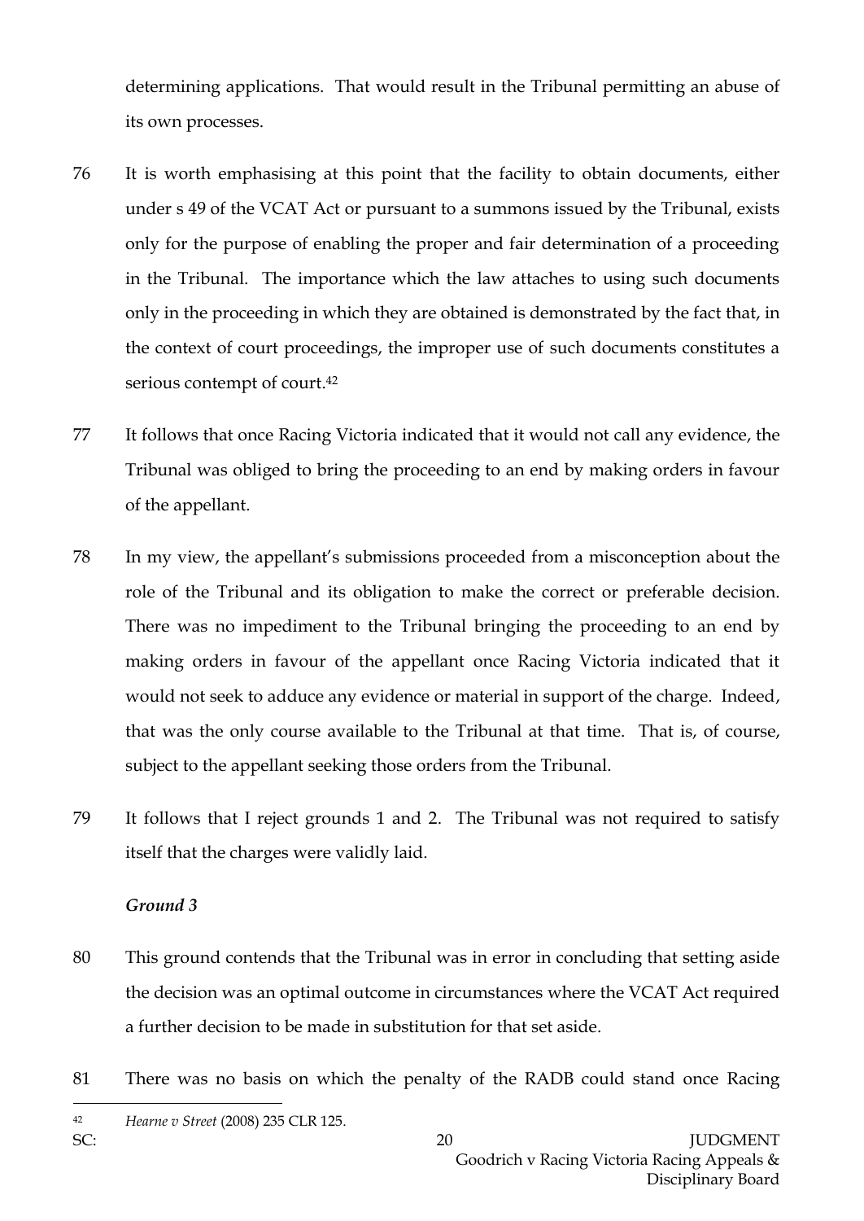determining applications. That would result in the Tribunal permitting an abuse of its own processes.

76 It is worth emphasising at this point that the facility to obtain documents, either under s 49 of the VCAT Act or pursuant to a summons issued by the Tribunal, exists only for the purpose of enabling the proper and fair determination of a proceeding in the Tribunal. The importance which the law attaches to using such documents only in the proceeding in which they are obtained is demonstrated by the fact that, in the context of court proceedings, the improper use of such documents constitutes a serious contempt of court.[42]

77 It follows that once Racing Victoria indicated that it would not call any evidence, the Tribunal was obliged to bring the proceeding to an end by making orders in favour of the appellant.

78 In my view, the appellant's submissions proceeded from a misconception about the role of the Tribunal and its obligation to make the correct or preferable decision. There was no impediment to the Tribunal bringing the proceeding to an end by making orders in favour of the appellant once Racing Victoria indicated that it would not seek to adduce any evidence or material in support of the charge. Indeed, that was the only course available to the Tribunal at that time. That is, of course, subject to the appellant seeking those orders from the Tribunal.

79 It follows that I reject grounds 1 and 2. The Tribunal was not required to satisfy itself that the charges were validly laid.

### *Ground 3*

80 This ground contends that the Tribunal was in error in concluding that setting aside the decision was an optimal outcome in circumstances where the VCAT Act required a further decision to be made in substitution for that set aside.

81 There was no basis on which the penalty of the RADB could stand once Racing

---

[42] *Hearne v Street* (2008) 235 CLR 125.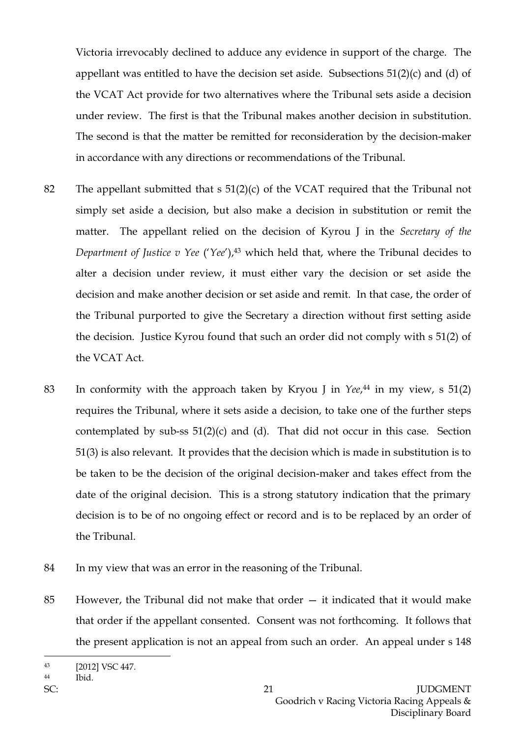Victoria irrevocably declined to adduce any evidence in support of the charge. The appellant was entitled to have the decision set aside. Subsections 51(2)(c) and (d) of the VCAT Act provide for two alternatives where the Tribunal sets aside a decision under review. The first is that the Tribunal makes another decision in substitution. The second is that the matter be remitted for reconsideration by the decision-maker in accordance with any directions or recommendations of the Tribunal.

82 The appellant submitted that s 51(2)(c) of the VCAT required that the Tribunal not simply set aside a decision, but also make a decision in substitution or remit the matter. The appellant relied on the decision of Kyrou J in the *Secretary of the Department of Justice v Yee* ('*Yee*'),[43] which held that, where the Tribunal decides to alter a decision under review, it must either vary the decision or set aside the decision and make another decision or set aside and remit. In that case, the order of the Tribunal purported to give the Secretary a direction without first setting aside the decision. Justice Kyrou found that such an order did not comply with s 51(2) of the VCAT Act.

83 In conformity with the approach taken by Kryou J in *Yee*,[44] in my view, s 51(2) requires the Tribunal, where it sets aside a decision, to take one of the further steps contemplated by sub-ss 51(2)(c) and (d). That did not occur in this case. Section 51(3) is also relevant. It provides that the decision which is made in substitution is to be taken to be the decision of the original decision-maker and takes effect from the date of the original decision. This is a strong statutory indication that the primary decision is to be of no ongoing effect or record and is to be replaced by an order of the Tribunal.

84 In my view that was an error in the reasoning of the Tribunal.

85 However, the Tribunal did not make that order — it indicated that it would make that order if the appellant consented. Consent was not forthcoming. It follows that the present application is not an appeal from such an order. An appeal under s 148

---

[43] [2012] VSC 447.

[44] Ibid.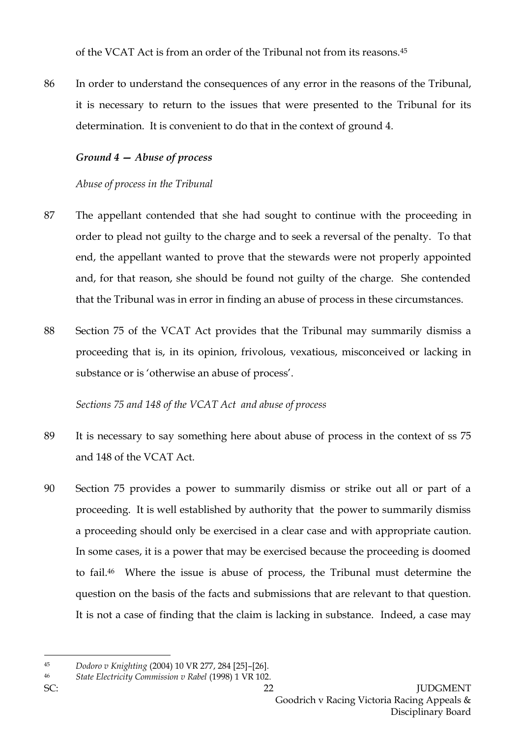of the VCAT Act is from an order of the Tribunal not from its reasons.[45]

86 In order to understand the consequences of any error in the reasons of the Tribunal, it is necessary to return to the issues that were presented to the Tribunal for its determination. It is convenient to do that in the context of ground 4.

***Ground 4 — Abuse of process***

*Abuse of process in the Tribunal*

87 The appellant contended that she had sought to continue with the proceeding in order to plead not guilty to the charge and to seek a reversal of the penalty. To that end, the appellant wanted to prove that the stewards were not properly appointed and, for that reason, she should be found not guilty of the charge. She contended that the Tribunal was in error in finding an abuse of process in these circumstances.

88 Section 75 of the VCAT Act provides that the Tribunal may summarily dismiss a proceeding that is, in its opinion, frivolous, vexatious, misconceived or lacking in substance or is 'otherwise an abuse of process'.

*Sections 75 and 148 of the VCAT Act and abuse of process*

89 It is necessary to say something here about abuse of process in the context of ss 75 and 148 of the VCAT Act.

90 Section 75 provides a power to summarily dismiss or strike out all or part of a proceeding. It is well established by authority that the power to summarily dismiss a proceeding should only be exercised in a clear case and with appropriate caution. In some cases, it is a power that may be exercised because the proceeding is doomed to fail.[46] Where the issue is abuse of process, the Tribunal must determine the question on the basis of the facts and submissions that are relevant to that question. It is not a case of finding that the claim is lacking in substance. Indeed, a case may

---

45 *Dodoro v Knighting* (2004) 10 VR 277, 284 [25]–[26].

46 *State Electricity Commission v Rabel* (1998) 1 VR 102.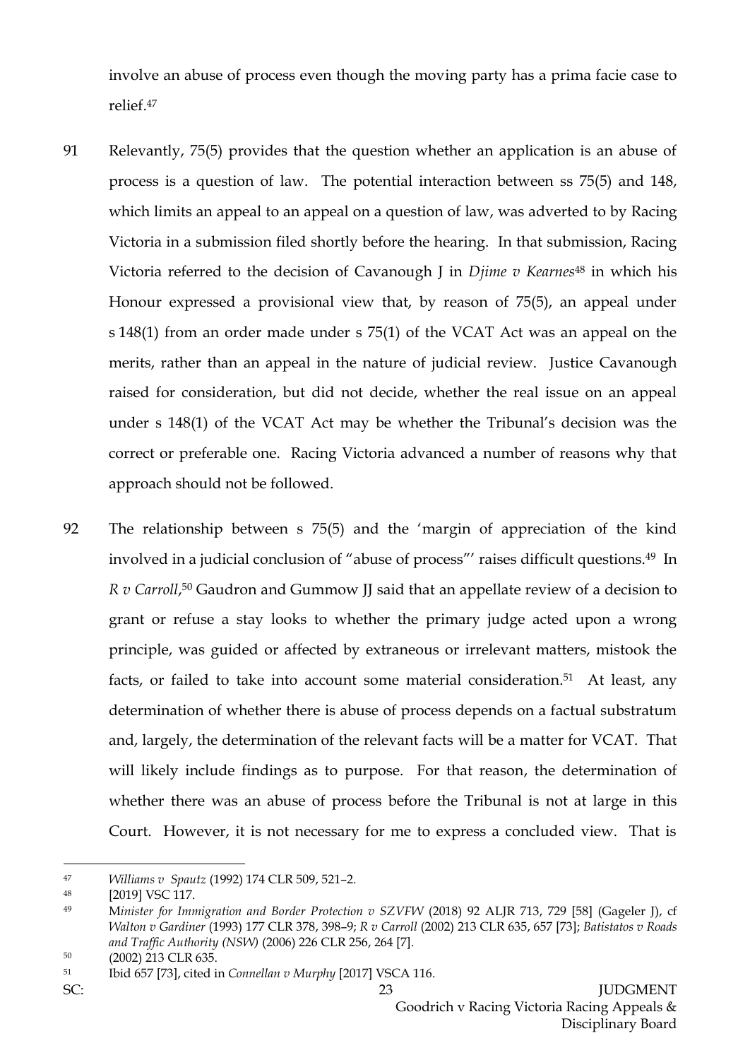involve an abuse of process even though the moving party has a prima facie case to relief.[47]

91 Relevantly, 75(5) provides that the question whether an application is an abuse of process is a question of law. The potential interaction between ss 75(5) and 148, which limits an appeal to an appeal on a question of law, was adverted to by Racing Victoria in a submission filed shortly before the hearing. In that submission, Racing Victoria referred to the decision of Cavanough J in *Djime v Kearnes*[48] in which his Honour expressed a provisional view that, by reason of 75(5), an appeal under s 148(1) from an order made under s 75(1) of the VCAT Act was an appeal on the merits, rather than an appeal in the nature of judicial review. Justice Cavanough raised for consideration, but did not decide, whether the real issue on an appeal under s 148(1) of the VCAT Act may be whether the Tribunal's decision was the correct or preferable one. Racing Victoria advanced a number of reasons why that approach should not be followed.

92 The relationship between s 75(5) and the 'margin of appreciation of the kind involved in a judicial conclusion of "abuse of process"' raises difficult questions.[49] In *R v Carroll*,[50] Gaudron and Gummow JJ said that an appellate review of a decision to grant or refuse a stay looks to whether the primary judge acted upon a wrong principle, was guided or affected by extraneous or irrelevant matters, mistook the facts, or failed to take into account some material consideration.[51] At least, any determination of whether there is abuse of process depends on a factual substratum and, largely, the determination of the relevant facts will be a matter for VCAT. That will likely include findings as to purpose. For that reason, the determination of whether there was an abuse of process before the Tribunal is not at large in this Court. However, it is not necessary for me to express a concluded view. That is

---

[47] *Williams v Spautz* (1992) 174 CLR 509, 521–2.

[48] [2019] VSC 117.

[49] *Minister for Immigration and Border Protection v SZVFW* (2018) 92 ALJR 713, 729 [58] (Gageler J), cf *Walton v Gardiner* (1993) 177 CLR 378, 398–9; *R v Carroll* (2002) 213 CLR 635, 657 [73]; *Batistatos v Roads and Traffic Authority (NSW)* (2006) 226 CLR 256, 264 [7].

[50] (2002) 213 CLR 635.

[51] Ibid 657 [73], cited in *Connellan v Murphy* [2017] VSCA 116.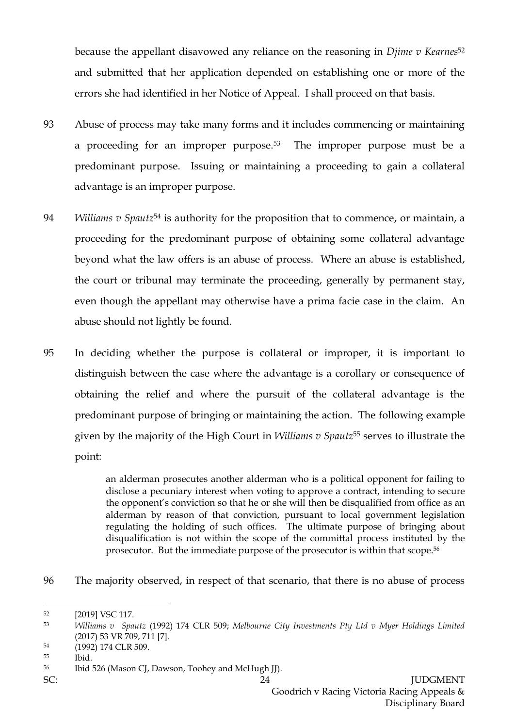because the appellant disavowed any reliance on the reasoning in *Djime v Kearnes*[52] and submitted that her application depended on establishing one or more of the errors she had identified in her Notice of Appeal. I shall proceed on that basis.

93 Abuse of process may take many forms and it includes commencing or maintaining a proceeding for an improper purpose.[53] The improper purpose must be a predominant purpose. Issuing or maintaining a proceeding to gain a collateral advantage is an improper purpose.

94 *Williams v Spautz*[54] is authority for the proposition that to commence, or maintain, a proceeding for the predominant purpose of obtaining some collateral advantage beyond what the law offers is an abuse of process. Where an abuse is established, the court or tribunal may terminate the proceeding, generally by permanent stay, even though the appellant may otherwise have a prima facie case in the claim. An abuse should not lightly be found.

95 In deciding whether the purpose is collateral or improper, it is important to distinguish between the case where the advantage is a corollary or consequence of obtaining the relief and where the pursuit of the collateral advantage is the predominant purpose of bringing or maintaining the action. The following example given by the majority of the High Court in *Williams v Spautz*[55] serves to illustrate the point:

> an alderman prosecutes another alderman who is a political opponent for failing to disclose a pecuniary interest when voting to approve a contract, intending to secure the opponent's conviction so that he or she will then be disqualified from office as an alderman by reason of that conviction, pursuant to local government legislation regulating the holding of such offices. The ultimate purpose of bringing about disqualification is not within the scope of the committal process instituted by the prosecutor. But the immediate purpose of the prosecutor is within that scope.[56]

96 The majority observed, in respect of that scenario, that there is no abuse of process

---

[52] [2019] VSC 117.

[53] *Williams v Spautz* (1992) 174 CLR 509; *Melbourne City Investments Pty Ltd v Myer Holdings Limited* (2017) 53 VR 709, 711 [7].

[54] (1992) 174 CLR 509.

[55] Ibid.

[56] Ibid 526 (Mason CJ, Dawson, Toohey and McHugh JJ).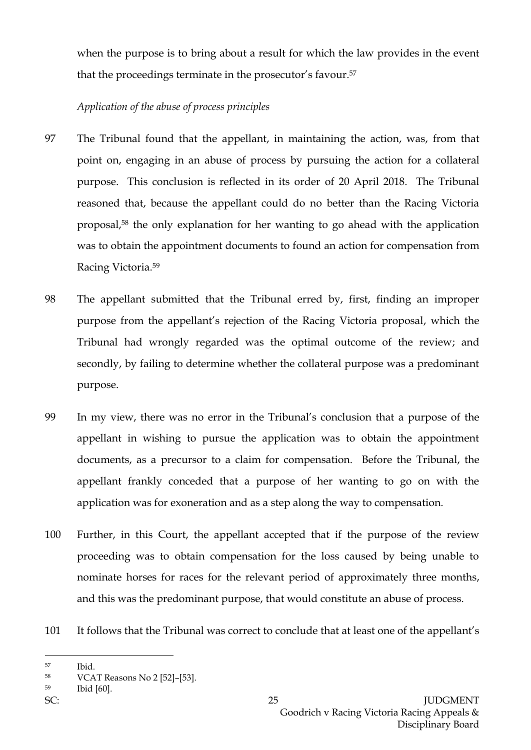when the purpose is to bring about a result for which the law provides in the event that the proceedings terminate in the prosecutor's favour.[57]

*Application of the abuse of process principles*

97 The Tribunal found that the appellant, in maintaining the action, was, from that point on, engaging in an abuse of process by pursuing the action for a collateral purpose. This conclusion is reflected in its order of 20 April 2018. The Tribunal reasoned that, because the appellant could do no better than the Racing Victoria proposal,[58] the only explanation for her wanting to go ahead with the application was to obtain the appointment documents to found an action for compensation from Racing Victoria.[59]

98 The appellant submitted that the Tribunal erred by, first, finding an improper purpose from the appellant's rejection of the Racing Victoria proposal, which the Tribunal had wrongly regarded was the optimal outcome of the review; and secondly, by failing to determine whether the collateral purpose was a predominant purpose.

99 In my view, there was no error in the Tribunal's conclusion that a purpose of the appellant in wishing to pursue the application was to obtain the appointment documents, as a precursor to a claim for compensation. Before the Tribunal, the appellant frankly conceded that a purpose of her wanting to go on with the application was for exoneration and as a step along the way to compensation.

100 Further, in this Court, the appellant accepted that if the purpose of the review proceeding was to obtain compensation for the loss caused by being unable to nominate horses for races for the relevant period of approximately three months, and this was the predominant purpose, that would constitute an abuse of process.

101 It follows that the Tribunal was correct to conclude that at least one of the appellant's

---

[57] Ibid.

[58] VCAT Reasons No 2 [52]–[53].

[59] Ibid [60].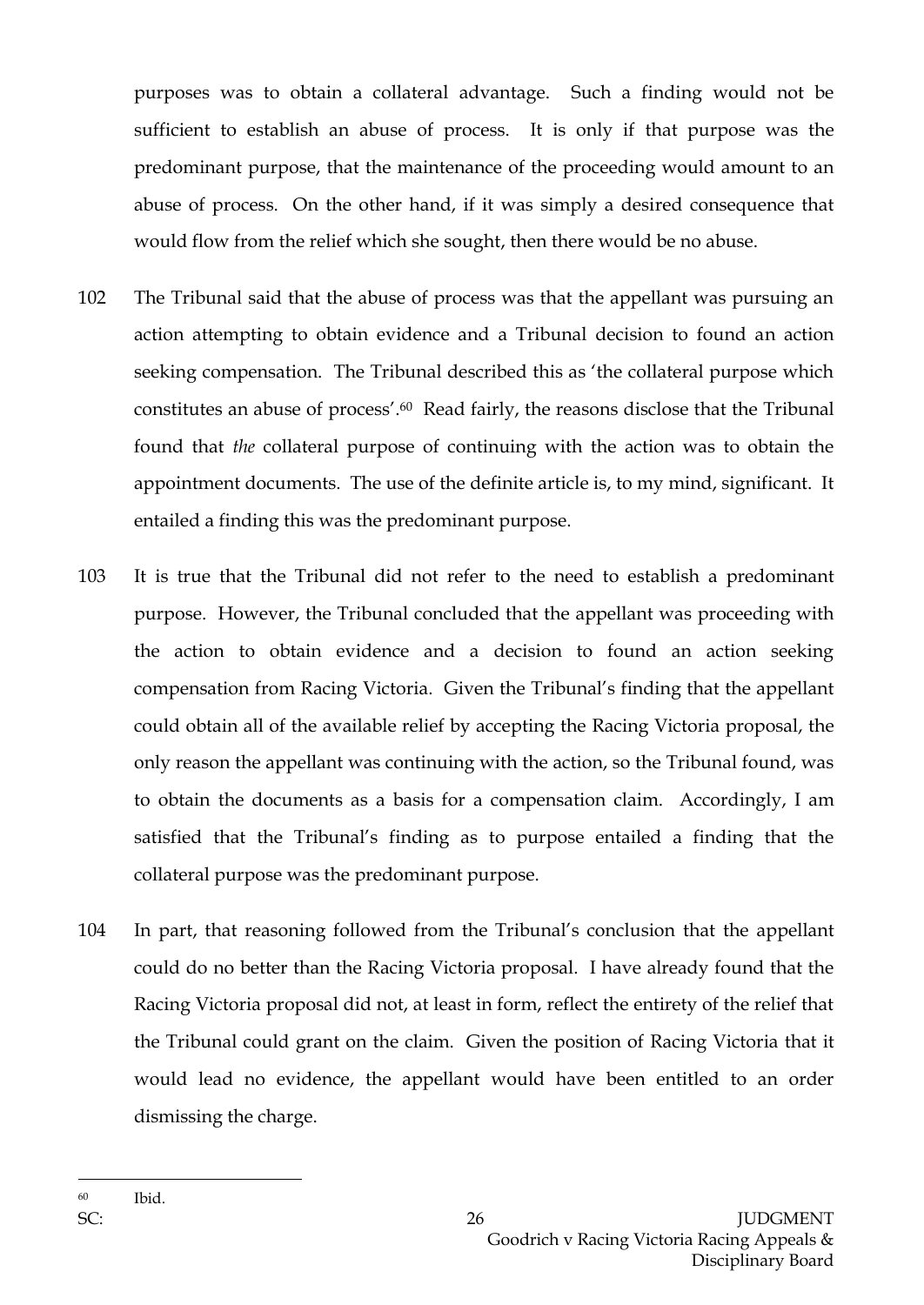purposes was to obtain a collateral advantage. Such a finding would not be sufficient to establish an abuse of process. It is only if that purpose was the predominant purpose, that the maintenance of the proceeding would amount to an abuse of process. On the other hand, if it was simply a desired consequence that would flow from the relief which she sought, then there would be no abuse.

102 The Tribunal said that the abuse of process was that the appellant was pursuing an action attempting to obtain evidence and a Tribunal decision to found an action seeking compensation. The Tribunal described this as 'the collateral purpose which constitutes an abuse of process'.[60] Read fairly, the reasons disclose that the Tribunal found that *the* collateral purpose of continuing with the action was to obtain the appointment documents. The use of the definite article is, to my mind, significant. It entailed a finding this was the predominant purpose.

103 It is true that the Tribunal did not refer to the need to establish a predominant purpose. However, the Tribunal concluded that the appellant was proceeding with the action to obtain evidence and a decision to found an action seeking compensation from Racing Victoria. Given the Tribunal's finding that the appellant could obtain all of the available relief by accepting the Racing Victoria proposal, the only reason the appellant was continuing with the action, so the Tribunal found, was to obtain the documents as a basis for a compensation claim. Accordingly, I am satisfied that the Tribunal's finding as to purpose entailed a finding that the collateral purpose was the predominant purpose.

104 In part, that reasoning followed from the Tribunal's conclusion that the appellant could do no better than the Racing Victoria proposal. I have already found that the Racing Victoria proposal did not, at least in form, reflect the entirety of the relief that the Tribunal could grant on the claim. Given the position of Racing Victoria that it would lead no evidence, the appellant would have been entitled to an order dismissing the charge.

---

[60] Ibid.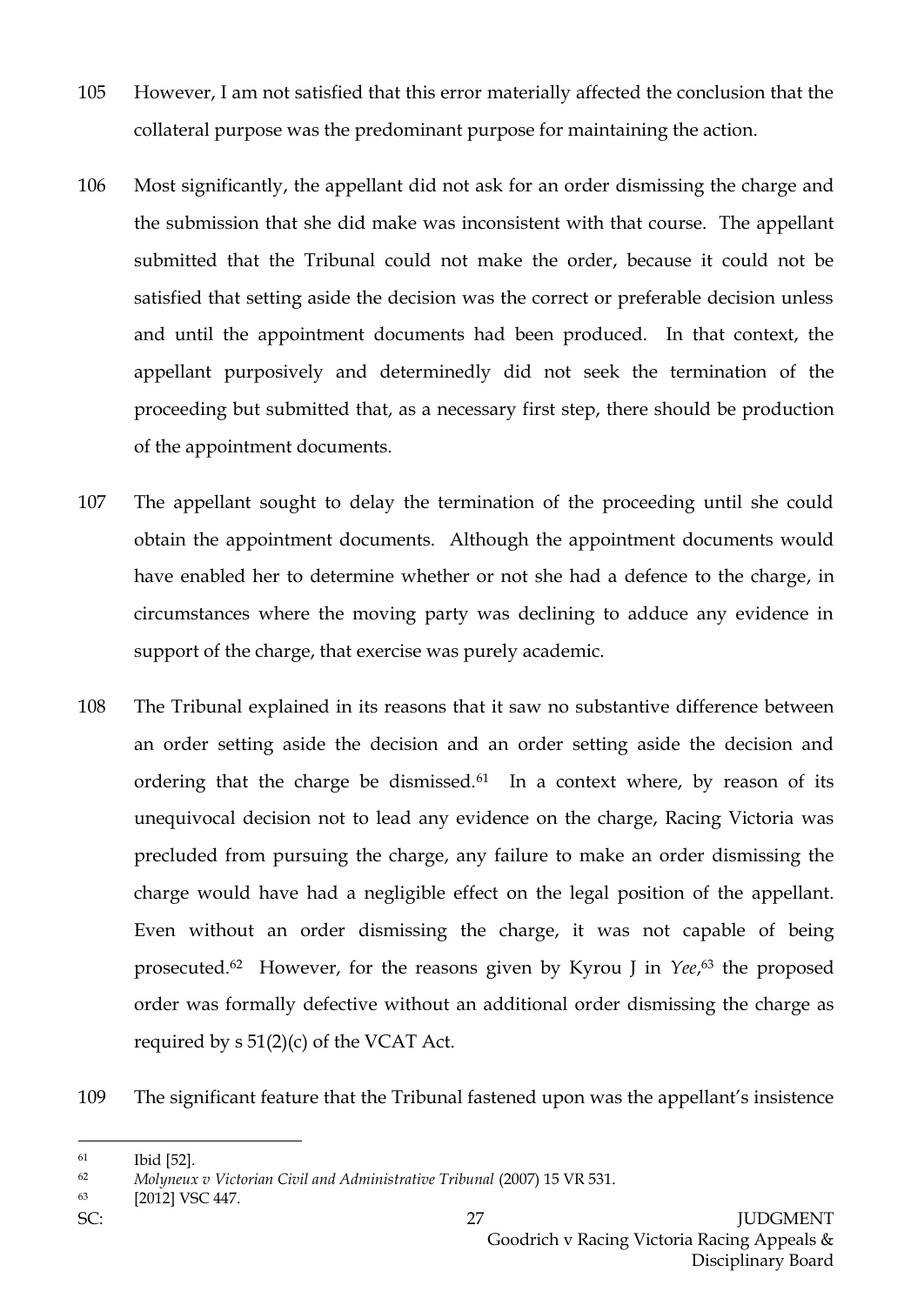105 However, I am not satisfied that this error materially affected the conclusion that the collateral purpose was the predominant purpose for maintaining the action.

106 Most significantly, the appellant did not ask for an order dismissing the charge and the submission that she did make was inconsistent with that course. The appellant submitted that the Tribunal could not make the order, because it could not be satisfied that setting aside the decision was the correct or preferable decision unless and until the appointment documents had been produced. In that context, the appellant purposively and determinedly did not seek the termination of the proceeding but submitted that, as a necessary first step, there should be production of the appointment documents.

107 The appellant sought to delay the termination of the proceeding until she could obtain the appointment documents. Although the appointment documents would have enabled her to determine whether or not she had a defence to the charge, in circumstances where the moving party was declining to adduce any evidence in support of the charge, that exercise was purely academic.

108 The Tribunal explained in its reasons that it saw no substantive difference between an order setting aside the decision and an order setting aside the decision and ordering that the charge be dismissed.[61] In a context where, by reason of its unequivocal decision not to lead any evidence on the charge, Racing Victoria was precluded from pursuing the charge, any failure to make an order dismissing the charge would have had a negligible effect on the legal position of the appellant. Even without an order dismissing the charge, it was not capable of being prosecuted.[62] However, for the reasons given by Kyrou J in *Yee*,[63] the proposed order was formally defective without an additional order dismissing the charge as required by s 51(2)(c) of the VCAT Act.

109 The significant feature that the Tribunal fastened upon was the appellant's insistence

---

[61] Ibid [52].

[62] *Molyneux v Victorian Civil and Administrative Tribunal* (2007) 15 VR 531.

[63] [2012] VSC 447.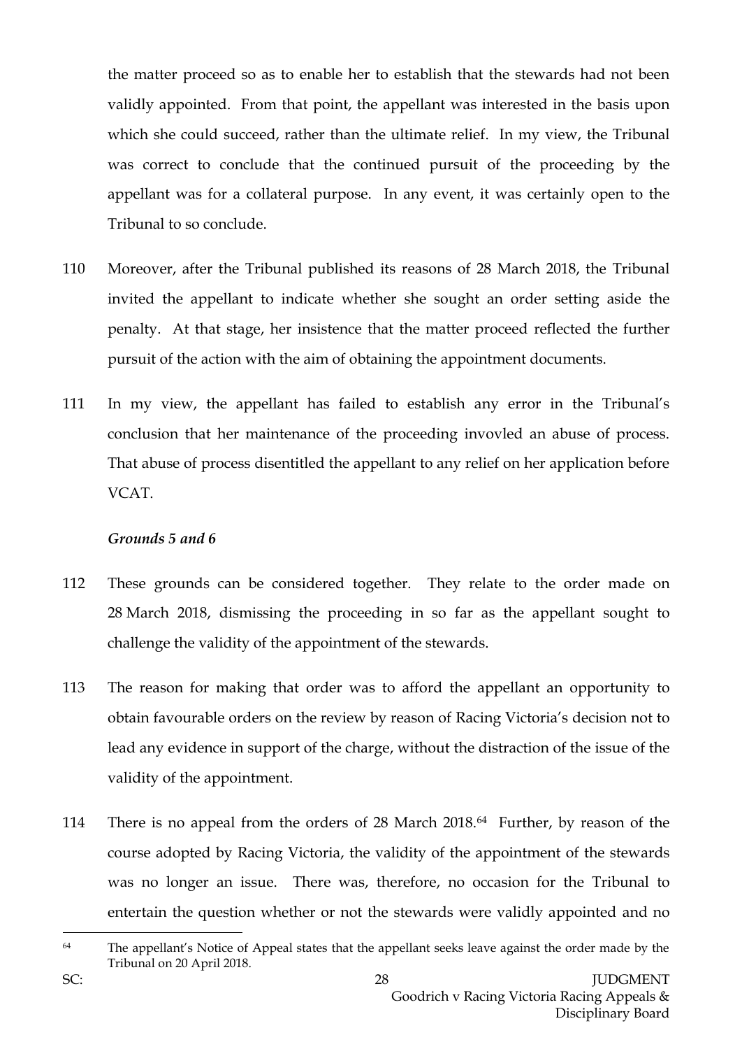the matter proceed so as to enable her to establish that the stewards had not been validly appointed. From that point, the appellant was interested in the basis upon which she could succeed, rather than the ultimate relief. In my view, the Tribunal was correct to conclude that the continued pursuit of the proceeding by the appellant was for a collateral purpose. In any event, it was certainly open to the Tribunal to so conclude.

110 Moreover, after the Tribunal published its reasons of 28 March 2018, the Tribunal invited the appellant to indicate whether she sought an order setting aside the penalty. At that stage, her insistence that the matter proceed reflected the further pursuit of the action with the aim of obtaining the appointment documents.

111 In my view, the appellant has failed to establish any error in the Tribunal's conclusion that her maintenance of the proceeding invovled an abuse of process. That abuse of process disentitled the appellant to any relief on her application before VCAT.

***Grounds 5 and 6***

112 These grounds can be considered together. They relate to the order made on 28 March 2018, dismissing the proceeding in so far as the appellant sought to challenge the validity of the appointment of the stewards.

113 The reason for making that order was to afford the appellant an opportunity to obtain favourable orders on the review by reason of Racing Victoria's decision not to lead any evidence in support of the charge, without the distraction of the issue of the validity of the appointment.

114 There is no appeal from the orders of 28 March 2018.[64] Further, by reason of the course adopted by Racing Victoria, the validity of the appointment of the stewards was no longer an issue. There was, therefore, no occasion for the Tribunal to entertain the question whether or not the stewards were validly appointed and no

---

[64] The appellant's Notice of Appeal states that the appellant seeks leave against the order made by the Tribunal on 20 April 2018.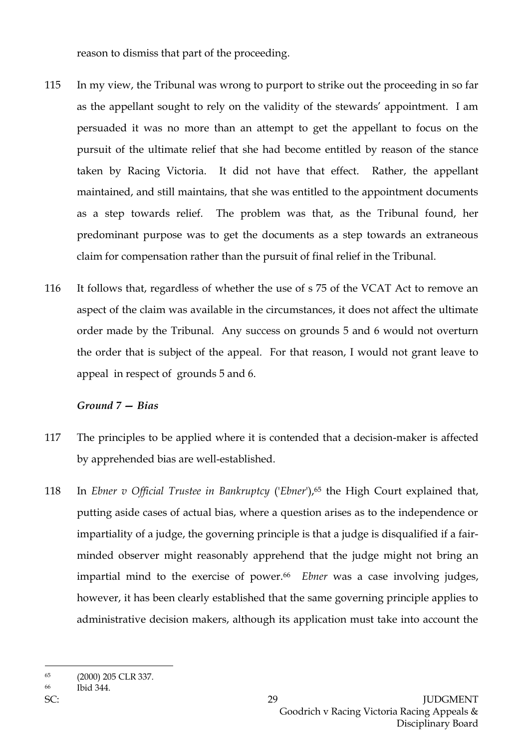reason to dismiss that part of the proceeding.

115 In my view, the Tribunal was wrong to purport to strike out the proceeding in so far as the appellant sought to rely on the validity of the stewards' appointment. I am persuaded it was no more than an attempt to get the appellant to focus on the pursuit of the ultimate relief that she had become entitled by reason of the stance taken by Racing Victoria. It did not have that effect. Rather, the appellant maintained, and still maintains, that she was entitled to the appointment documents as a step towards relief. The problem was that, as the Tribunal found, her predominant purpose was to get the documents as a step towards an extraneous claim for compensation rather than the pursuit of final relief in the Tribunal.

116 It follows that, regardless of whether the use of s 75 of the VCAT Act to remove an aspect of the claim was available in the circumstances, it does not affect the ultimate order made by the Tribunal. Any success on grounds 5 and 6 would not overturn the order that is subject of the appeal. For that reason, I would not grant leave to appeal in respect of grounds 5 and 6.

***Ground 7 — Bias***

117 The principles to be applied where it is contended that a decision-maker is affected by apprehended bias are well-established.

118 In *Ebner v Official Trustee in Bankruptcy* ('*Ebner*'),[65] the High Court explained that, putting aside cases of actual bias, where a question arises as to the independence or impartiality of a judge, the governing principle is that a judge is disqualified if a fair-minded observer might reasonably apprehend that the judge might not bring an impartial mind to the exercise of power.[66] *Ebner* was a case involving judges, however, it has been clearly established that the same governing principle applies to administrative decision makers, although its application must take into account the

---

[65] (2000) 205 CLR 337.

[66] Ibid 344.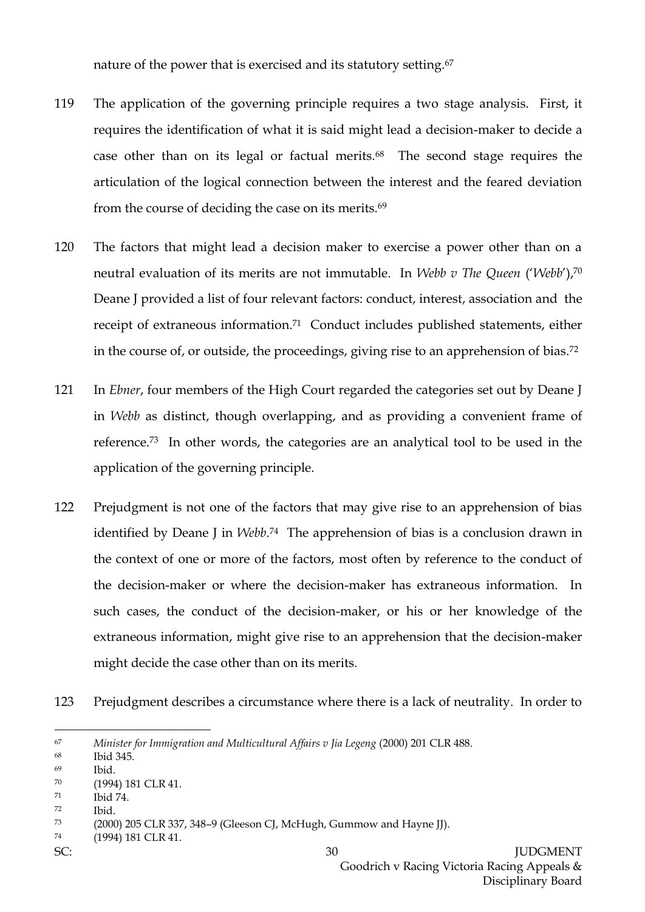nature of the power that is exercised and its statutory setting.[67]

119 The application of the governing principle requires a two stage analysis. First, it requires the identification of what it is said might lead a decision-maker to decide a case other than on its legal or factual merits.[68] The second stage requires the articulation of the logical connection between the interest and the feared deviation from the course of deciding the case on its merits.[69]

120 The factors that might lead a decision maker to exercise a power other than on a neutral evaluation of its merits are not immutable. In *Webb v The Queen* ('*Webb*'),[70] Deane J provided a list of four relevant factors: conduct, interest, association and the receipt of extraneous information.[71] Conduct includes published statements, either in the course of, or outside, the proceedings, giving rise to an apprehension of bias.[72]

121 In *Ebner*, four members of the High Court regarded the categories set out by Deane J in *Webb* as distinct, though overlapping, and as providing a convenient frame of reference.[73] In other words, the categories are an analytical tool to be used in the application of the governing principle.

122 Prejudgment is not one of the factors that may give rise to an apprehension of bias identified by Deane J in *Webb*.[74] The apprehension of bias is a conclusion drawn in the context of one or more of the factors, most often by reference to the conduct of the decision-maker or where the decision-maker has extraneous information. In such cases, the conduct of the decision-maker, or his or her knowledge of the extraneous information, might give rise to an apprehension that the decision-maker might decide the case other than on its merits.

123 Prejudgment describes a circumstance where there is a lack of neutrality. In order to

---

[67] *Minister for Immigration and Multicultural Affairs v Jia Legeng* (2000) 201 CLR 488.

[68] Ibid 345.

[69] Ibid.

[70] (1994) 181 CLR 41.

[71] Ibid 74.

[72] Ibid.

[73] (2000) 205 CLR 337, 348–9 (Gleeson CJ, McHugh, Gummow and Hayne JJ).

[74] (1994) 181 CLR 41.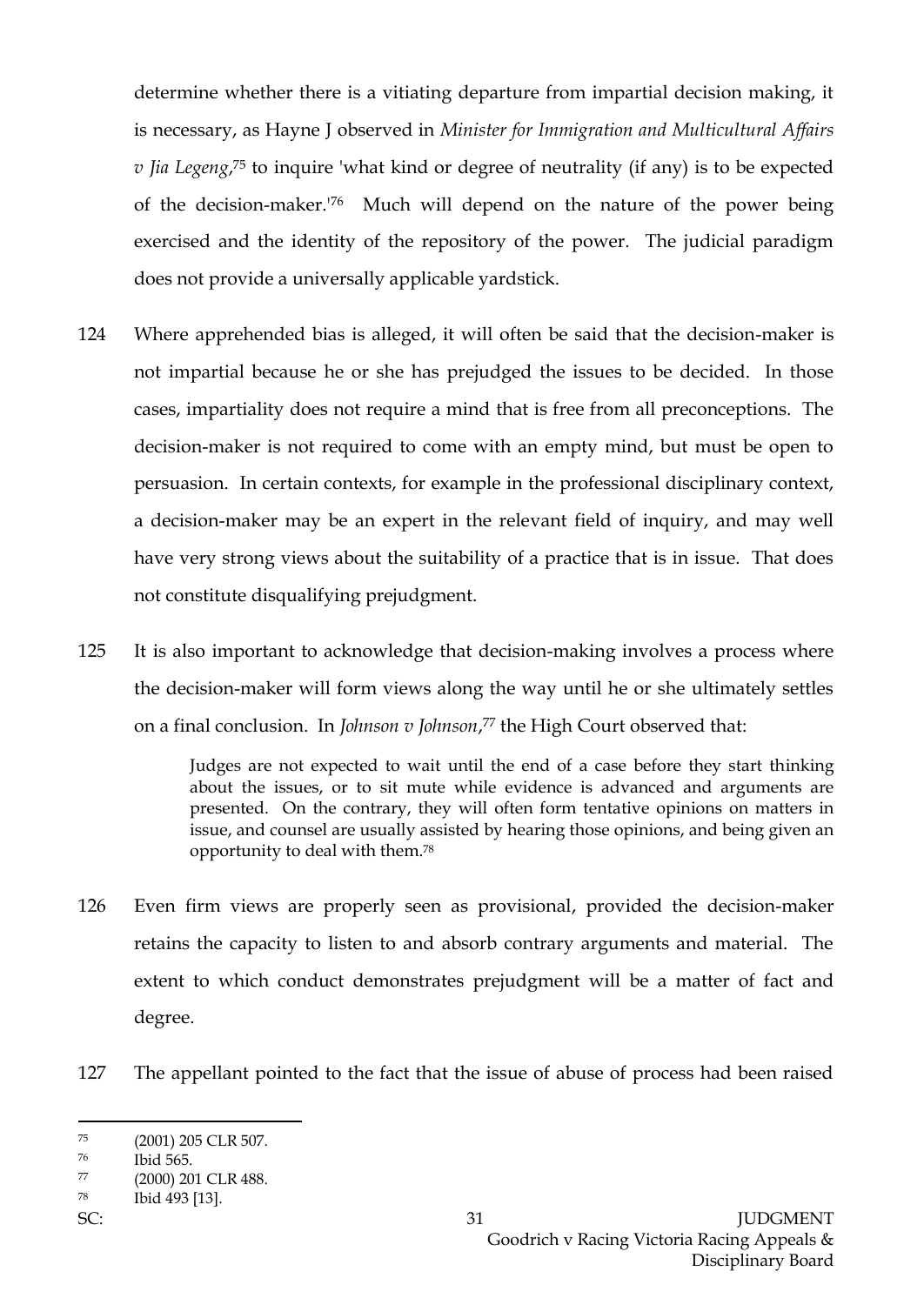determine whether there is a vitiating departure from impartial decision making, it is necessary, as Hayne J observed in *Minister for Immigration and Multicultural Affairs v Jia Legeng*,[75] to inquire 'what kind or degree of neutrality (if any) is to be expected of the decision-maker.'[76] Much will depend on the nature of the power being exercised and the identity of the repository of the power. The judicial paradigm does not provide a universally applicable yardstick.

124 Where apprehended bias is alleged, it will often be said that the decision-maker is not impartial because he or she has prejudged the issues to be decided. In those cases, impartiality does not require a mind that is free from all preconceptions. The decision-maker is not required to come with an empty mind, but must be open to persuasion. In certain contexts, for example in the professional disciplinary context, a decision-maker may be an expert in the relevant field of inquiry, and may well have very strong views about the suitability of a practice that is in issue. That does not constitute disqualifying prejudgment.

125 It is also important to acknowledge that decision-making involves a process where the decision-maker will form views along the way until he or she ultimately settles on a final conclusion. In *Johnson v Johnson*,[77] the High Court observed that:

> Judges are not expected to wait until the end of a case before they start thinking about the issues, or to sit mute while evidence is advanced and arguments are presented. On the contrary, they will often form tentative opinions on matters in issue, and counsel are usually assisted by hearing those opinions, and being given an opportunity to deal with them.[78]

126 Even firm views are properly seen as provisional, provided the decision-maker retains the capacity to listen to and absorb contrary arguments and material. The extent to which conduct demonstrates prejudgment will be a matter of fact and degree.

127 The appellant pointed to the fact that the issue of abuse of process had been raised

---

[75] (2001) 205 CLR 507.

[76] Ibid 565.

[77] (2000) 201 CLR 488.

[78] Ibid 493 [13].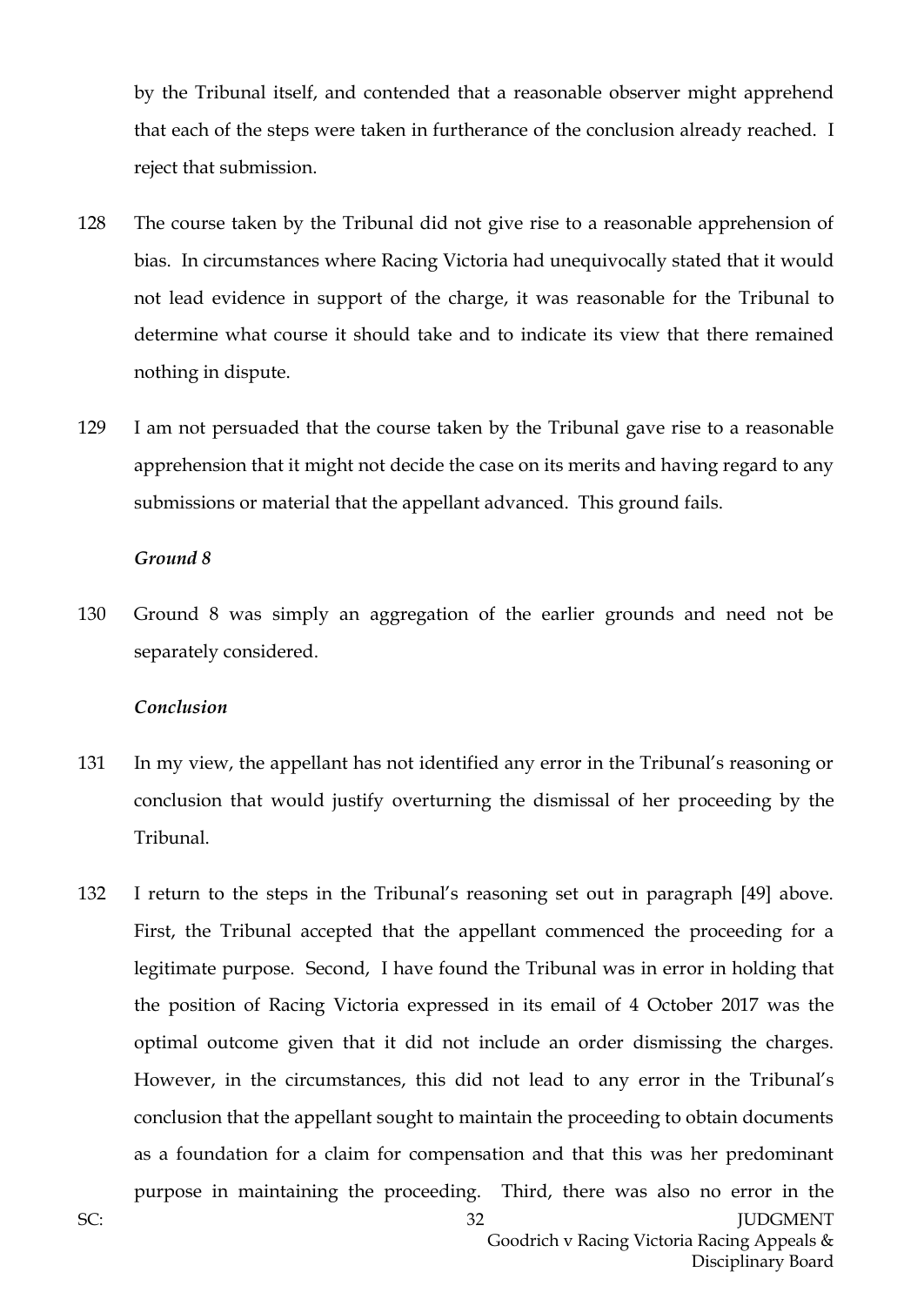by the Tribunal itself, and contended that a reasonable observer might apprehend that each of the steps were taken in furtherance of the conclusion already reached. I reject that submission.

128 The course taken by the Tribunal did not give rise to a reasonable apprehension of bias. In circumstances where Racing Victoria had unequivocally stated that it would not lead evidence in support of the charge, it was reasonable for the Tribunal to determine what course it should take and to indicate its view that there remained nothing in dispute.

129 I am not persuaded that the course taken by the Tribunal gave rise to a reasonable apprehension that it might not decide the case on its merits and having regard to any submissions or material that the appellant advanced. This ground fails.

***Ground 8***

130 Ground 8 was simply an aggregation of the earlier grounds and need not be separately considered.

***Conclusion***

131 In my view, the appellant has not identified any error in the Tribunal's reasoning or conclusion that would justify overturning the dismissal of her proceeding by the Tribunal.

132 I return to the steps in the Tribunal's reasoning set out in paragraph [49] above. First, the Tribunal accepted that the appellant commenced the proceeding for a legitimate purpose. Second, I have found the Tribunal was in error in holding that the position of Racing Victoria expressed in its email of 4 October 2017 was the optimal outcome given that it did not include an order dismissing the charges. However, in the circumstances, this did not lead to any error in the Tribunal's conclusion that the appellant sought to maintain the proceeding to obtain documents as a foundation for a claim for compensation and that this was her predominant purpose in maintaining the proceeding. Third, there was also no error in the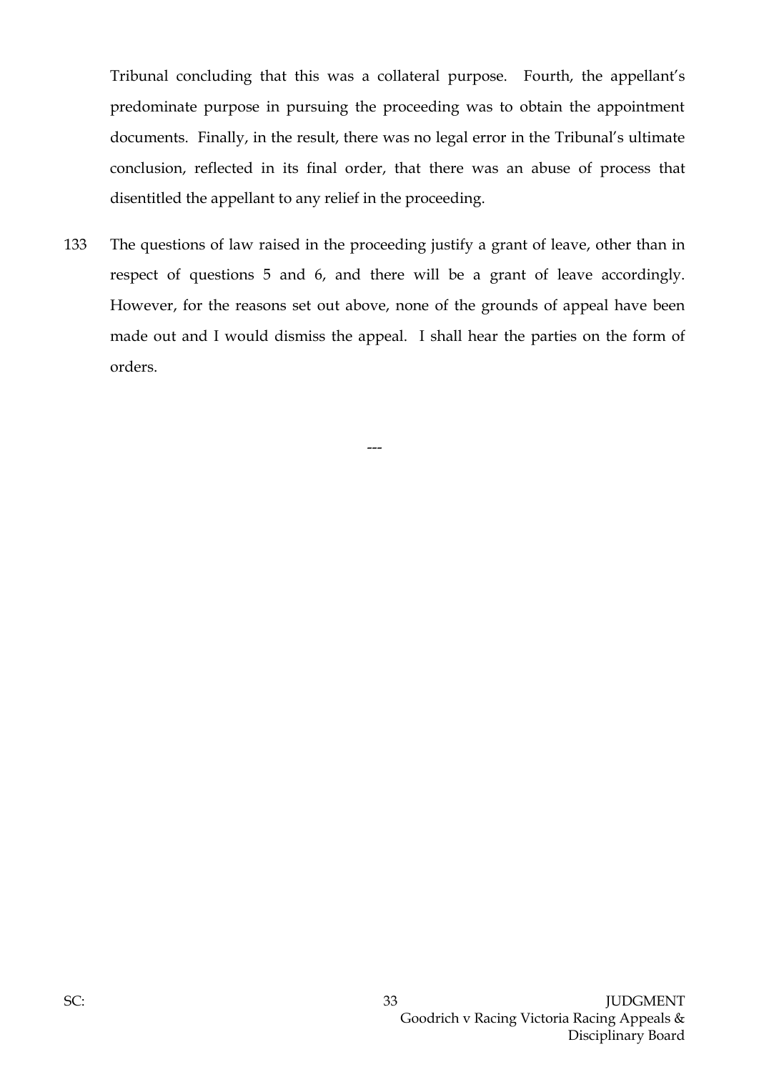Tribunal concluding that this was a collateral purpose. Fourth, the appellant's predominate purpose in pursuing the proceeding was to obtain the appointment documents. Finally, in the result, there was no legal error in the Tribunal's ultimate conclusion, reflected in its final order, that there was an abuse of process that disentitled the appellant to any relief in the proceeding.

133 The questions of law raised in the proceeding justify a grant of leave, other than in respect of questions 5 and 6, and there will be a grant of leave accordingly. However, for the reasons set out above, none of the grounds of appeal have been made out and I would dismiss the appeal. I shall hear the parties on the form of orders.

---